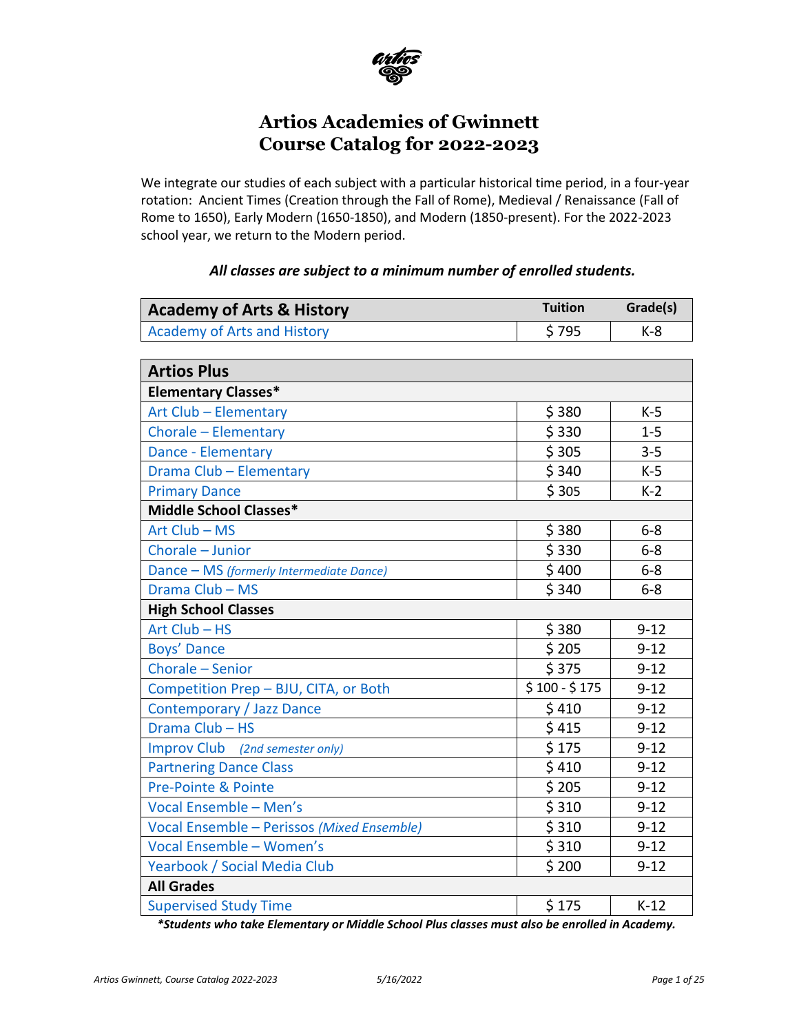# Artios Academies of Gwinnett
# Course Catalog for 2022-2023

We integrate our studies of each subject with a particular historical time period, in a four-year rotation: Ancient Times (Creation through the Fall of Rome), Medieval / Renaissance (Fall of Rome to 1650), Early Modern (1650-1850), and Modern (1850-present). For the 2022-2023 school year, we return to the Modern period.

***All classes are subject to a minimum number of enrolled students.***

| Academy of Arts & History | Tuition | Grade(s) |
|---|---|---|
| Academy of Arts and History | $ 795 | K-8 |

| Artios Plus | | |
|---|---|---|
| **Elementary Classes*** | | |
| Art Club – Elementary | $ 380 | K-5 |
| Chorale – Elementary | $ 330 | 1-5 |
| Dance - Elementary | $ 305 | 3-5 |
| Drama Club – Elementary | $ 340 | K-5 |
| Primary Dance | $ 305 | K-2 |
| **Middle School Classes*** | | |
| Art Club – MS | $ 380 | 6-8 |
| Chorale – Junior | $ 330 | 6-8 |
| Dance – MS *(formerly Intermediate Dance)* | $ 400 | 6-8 |
| Drama Club – MS | $ 340 | 6-8 |
| **High School Classes** | | |
| Art Club – HS | $ 380 | 9-12 |
| Boys' Dance | $ 205 | 9-12 |
| Chorale – Senior | $ 375 | 9-12 |
| Competition Prep – BJU, CITA, or Both | $ 100 - $ 175 | 9-12 |
| Contemporary / Jazz Dance | $ 410 | 9-12 |
| Drama Club – HS | $ 415 | 9-12 |
| Improv Club *(2nd semester only)* | $ 175 | 9-12 |
| Partnering Dance Class | $ 410 | 9-12 |
| Pre-Pointe & Pointe | $ 205 | 9-12 |
| Vocal Ensemble – Men's | $ 310 | 9-12 |
| Vocal Ensemble – Perissos *(Mixed Ensemble)* | $ 310 | 9-12 |
| Vocal Ensemble – Women's | $ 310 | 9-12 |
| Yearbook / Social Media Club | $ 200 | 9-12 |
| **All Grades** | | |
| Supervised Study Time | $ 175 | K-12 |

***Students who take Elementary or Middle School Plus classes must also be enrolled in Academy.***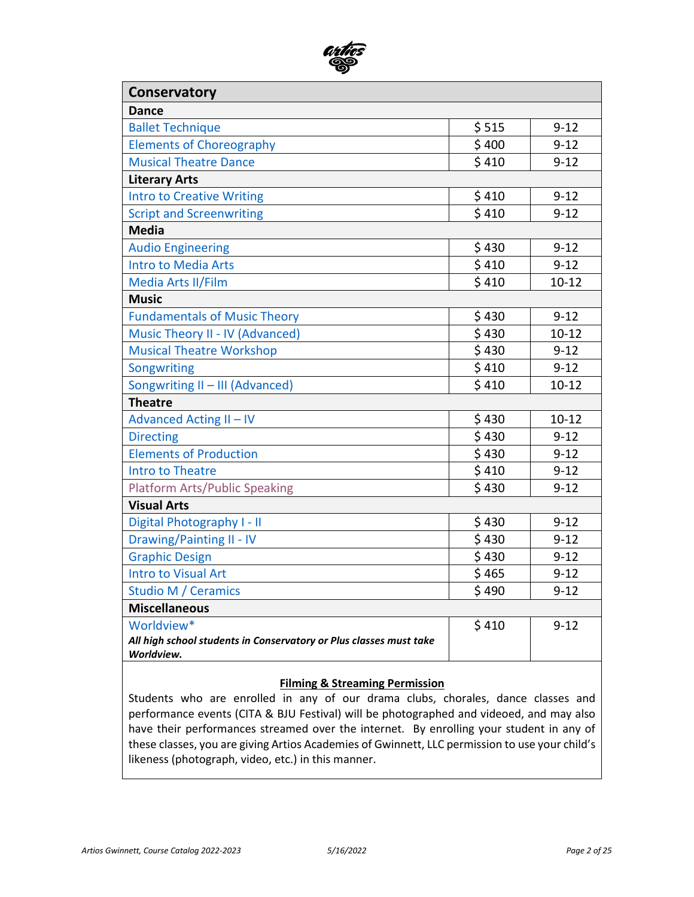| Conservatory | | |
|---|---|---|
| **Dance** | | |
| Ballet Technique | $ 515 | 9-12 |
| Elements of Choreography | $ 400 | 9-12 |
| Musical Theatre Dance | $ 410 | 9-12 |
| **Literary Arts** | | |
| Intro to Creative Writing | $ 410 | 9-12 |
| Script and Screenwriting | $ 410 | 9-12 |
| **Media** | | |
| Audio Engineering | $ 430 | 9-12 |
| Intro to Media Arts | $ 410 | 9-12 |
| Media Arts II/Film | $ 410 | 10-12 |
| **Music** | | |
| Fundamentals of Music Theory | $ 430 | 9-12 |
| Music Theory II - IV (Advanced) | $ 430 | 10-12 |
| Musical Theatre Workshop | $ 430 | 9-12 |
| Songwriting | $ 410 | 9-12 |
| Songwriting II – III (Advanced) | $ 410 | 10-12 |
| **Theatre** | | |
| Advanced Acting II – IV | $ 430 | 10-12 |
| Directing | $ 430 | 9-12 |
| Elements of Production | $ 430 | 9-12 |
| Intro to Theatre | $ 410 | 9-12 |
| Platform Arts/Public Speaking | $ 430 | 9-12 |
| **Visual Arts** | | |
| Digital Photography I - II | $ 430 | 9-12 |
| Drawing/Painting II - IV | $ 430 | 9-12 |
| Graphic Design | $ 430 | 9-12 |
| Intro to Visual Art | $ 465 | 9-12 |
| Studio M / Ceramics | $ 490 | 9-12 |
| **Miscellaneous** | | |
| Worldview* <br> ***All high school students in Conservatory or Plus classes must take Worldview.*** | $ 410 | 9-12 |

**Filming & Streaming Permission**

Students who are enrolled in any of our drama clubs, chorales, dance classes and performance events (CITA & BJU Festival) will be photographed and videoed, and may also have their performances streamed over the internet. By enrolling your student in any of these classes, you are giving Artios Academies of Gwinnett, LLC permission to use your child's likeness (photograph, video, etc.) in this manner.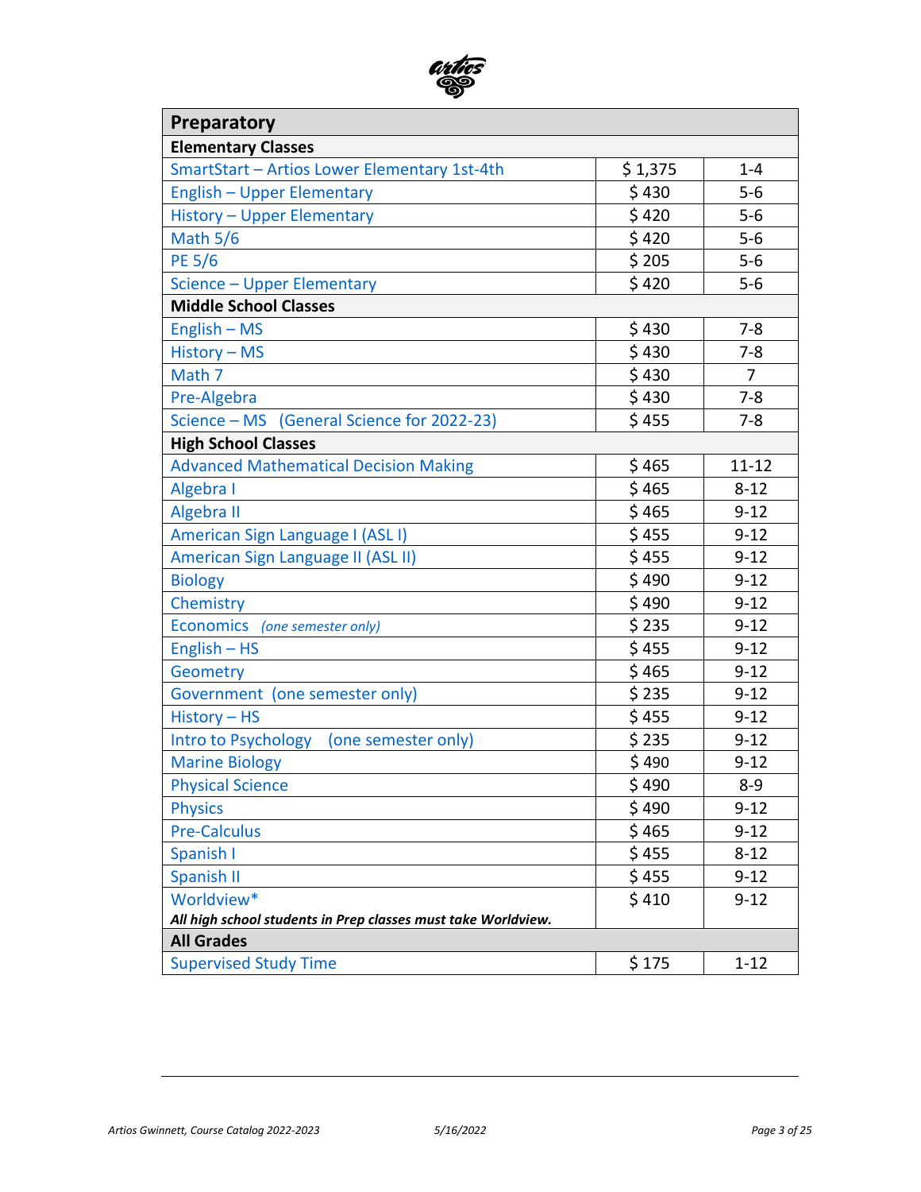| Preparatory | | |
|---|---|---|
| **Elementary Classes** | | |
| SmartStart – Artios Lower Elementary 1st-4th | $ 1,375 | 1-4 |
| English – Upper Elementary | $ 430 | 5-6 |
| History – Upper Elementary | $ 420 | 5-6 |
| Math 5/6 | $ 420 | 5-6 |
| PE 5/6 | $ 205 | 5-6 |
| Science – Upper Elementary | $ 420 | 5-6 |
| **Middle School Classes** | | |
| English – MS | $ 430 | 7-8 |
| History – MS | $ 430 | 7-8 |
| Math 7 | $ 430 | 7 |
| Pre-Algebra | $ 430 | 7-8 |
| Science – MS (General Science for 2022-23) | $ 455 | 7-8 |
| **High School Classes** | | |
| Advanced Mathematical Decision Making | $ 465 | 11-12 |
| Algebra I | $ 465 | 8-12 |
| Algebra II | $ 465 | 9-12 |
| American Sign Language I (ASL I) | $ 455 | 9-12 |
| American Sign Language II (ASL II) | $ 455 | 9-12 |
| Biology | $ 490 | 9-12 |
| Chemistry | $ 490 | 9-12 |
| Economics *(one semester only)* | $ 235 | 9-12 |
| English – HS | $ 455 | 9-12 |
| Geometry | $ 465 | 9-12 |
| Government (one semester only) | $ 235 | 9-12 |
| History – HS | $ 455 | 9-12 |
| Intro to Psychology (one semester only) | $ 235 | 9-12 |
| Marine Biology | $ 490 | 9-12 |
| Physical Science | $ 490 | 8-9 |
| Physics | $ 490 | 9-12 |
| Pre-Calculus | $ 465 | 9-12 |
| Spanish I | $ 455 | 8-12 |
| Spanish II | $ 455 | 9-12 |
| Worldview* ***All high school students in Prep classes must take Worldview.*** | $ 410 | 9-12 |
| **All Grades** | | |
| Supervised Study Time | $ 175 | 1-12 |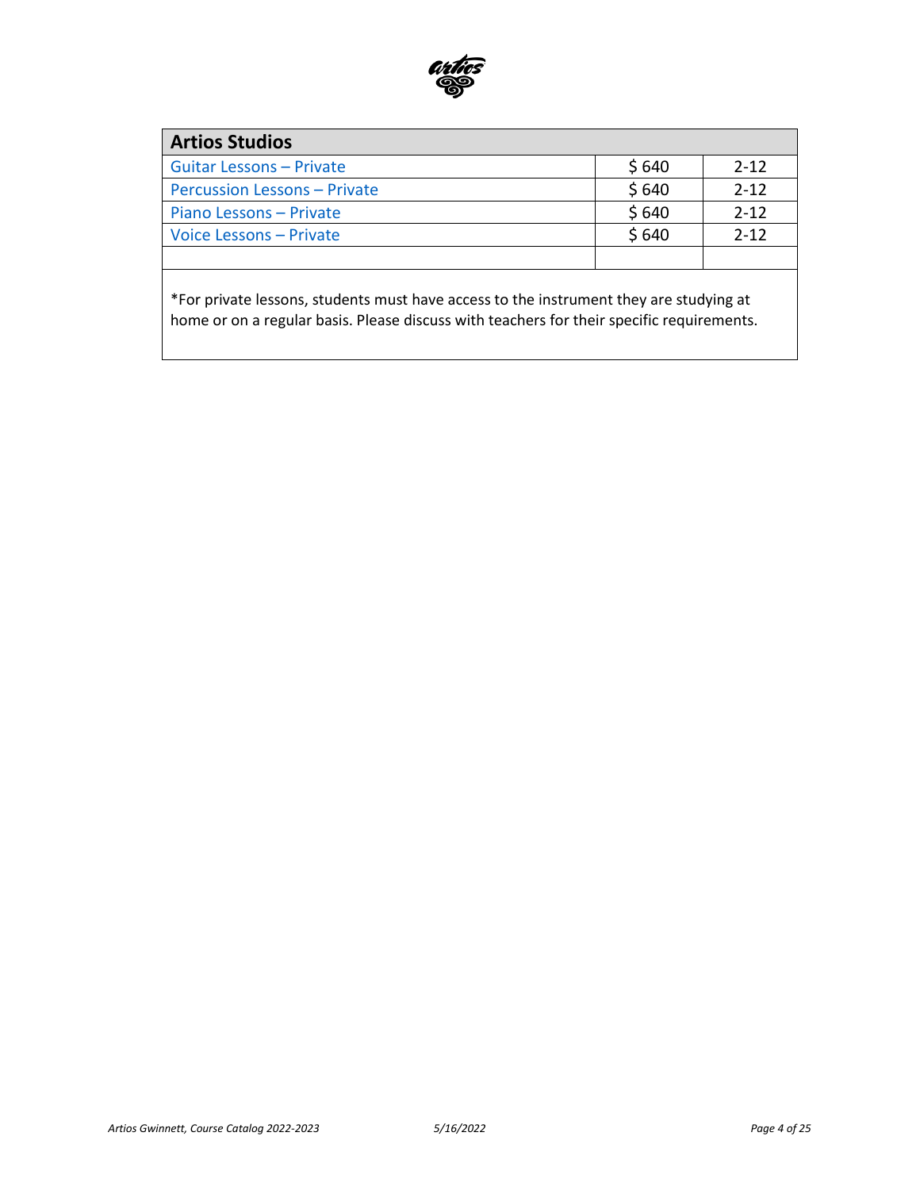| Artios Studios | | |
|---|---|---|
| Guitar Lessons – Private | $ 640 | 2-12 |
| Percussion Lessons – Private | $ 640 | 2-12 |
| Piano Lessons – Private | $ 640 | 2-12 |
| Voice Lessons – Private | $ 640 | 2-12 |
| | | |

*For private lessons, students must have access to the instrument they are studying at home or on a regular basis. Please discuss with teachers for their specific requirements.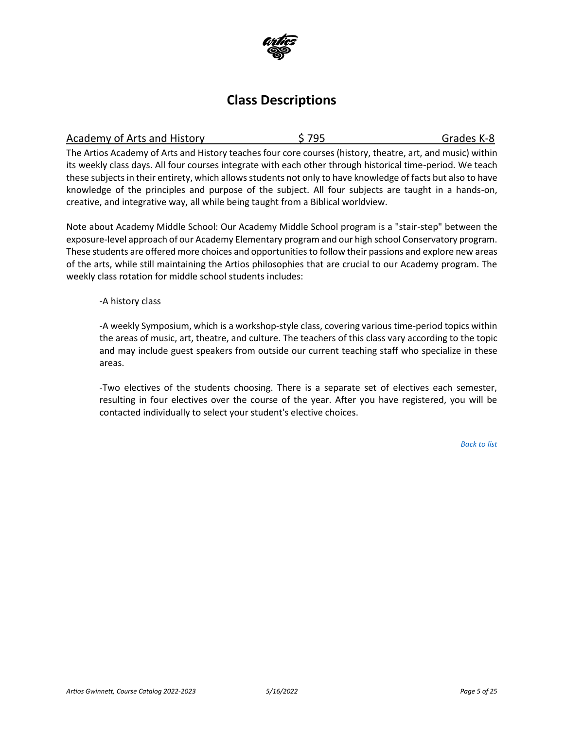# Class Descriptions

Academy of Arts and History | $ 795 | Grades K-8

The Artios Academy of Arts and History teaches four core courses (history, theatre, art, and music) within its weekly class days. All four courses integrate with each other through historical time-period. We teach these subjects in their entirety, which allows students not only to have knowledge of facts but also to have knowledge of the principles and purpose of the subject. All four subjects are taught in a hands-on, creative, and integrative way, all while being taught from a Biblical worldview.

Note about Academy Middle School: Our Academy Middle School program is a "stair-step" between the exposure-level approach of our Academy Elementary program and our high school Conservatory program. These students are offered more choices and opportunities to follow their passions and explore new areas of the arts, while still maintaining the Artios philosophies that are crucial to our Academy program. The weekly class rotation for middle school students includes:

-A history class

-A weekly Symposium, which is a workshop-style class, covering various time-period topics within the areas of music, art, theatre, and culture. The teachers of this class vary according to the topic and may include guest speakers from outside our current teaching staff who specialize in these areas.

-Two electives of the students choosing. There is a separate set of electives each semester, resulting in four electives over the course of the year. After you have registered, you will be contacted individually to select your student's elective choices.

*Back to list*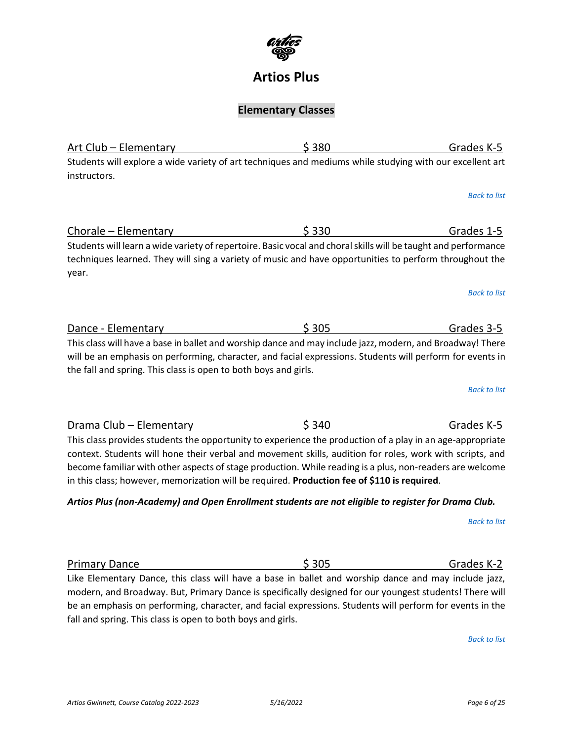# Artios Plus

## Elementary Classes

Art Club – Elementary | $ 380 | Grades K-5

Students will explore a wide variety of art techniques and mediums while studying with our excellent art instructors.

*Back to list*

Chorale – Elementary | $ 330 | Grades 1-5

Students will learn a wide variety of repertoire. Basic vocal and choral skills will be taught and performance techniques learned. They will sing a variety of music and have opportunities to perform throughout the year.

*Back to list*

Dance - Elementary | $ 305 | Grades 3-5

This class will have a base in ballet and worship dance and may include jazz, modern, and Broadway! There will be an emphasis on performing, character, and facial expressions. Students will perform for events in the fall and spring. This class is open to both boys and girls.

*Back to list*

Drama Club – Elementary | $ 340 | Grades K-5

This class provides students the opportunity to experience the production of a play in an age-appropriate context. Students will hone their verbal and movement skills, audition for roles, work with scripts, and become familiar with other aspects of stage production. While reading is a plus, non-readers are welcome in this class; however, memorization will be required. **Production fee of $110 is required**.

***Artios Plus (non-Academy) and Open Enrollment students are not eligible to register for Drama Club.***

*Back to list*

Primary Dance | $ 305 | Grades K-2

Like Elementary Dance, this class will have a base in ballet and worship dance and may include jazz, modern, and Broadway. But, Primary Dance is specifically designed for our youngest students! There will be an emphasis on performing, character, and facial expressions. Students will perform for events in the fall and spring. This class is open to both boys and girls.

*Back to list*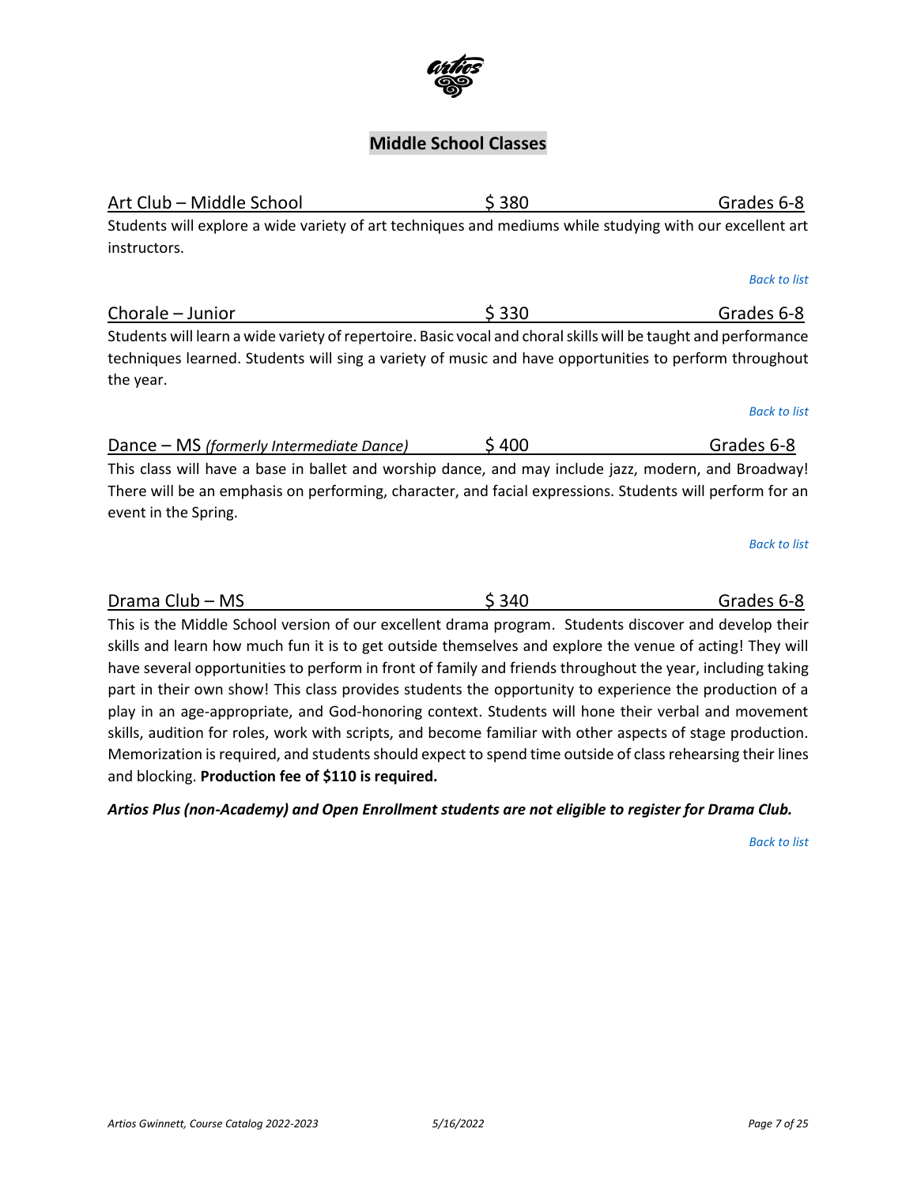## Middle School Classes

Art Club – Middle School $ 380 Grades 6-8

Students will explore a wide variety of art techniques and mediums while studying with our excellent art instructors.

*Back to list*

Chorale – Junior $ 330 Grades 6-8

Students will learn a wide variety of repertoire. Basic vocal and choral skills will be taught and performance techniques learned. Students will sing a variety of music and have opportunities to perform throughout the year.

*Back to list*

Dance – MS *(formerly Intermediate Dance)* $ 400 Grades 6-8

This class will have a base in ballet and worship dance, and may include jazz, modern, and Broadway! There will be an emphasis on performing, character, and facial expressions. Students will perform for an event in the Spring.

*Back to list*

Drama Club – MS $ 340 Grades 6-8

This is the Middle School version of our excellent drama program. Students discover and develop their skills and learn how much fun it is to get outside themselves and explore the venue of acting! They will have several opportunities to perform in front of family and friends throughout the year, including taking part in their own show! This class provides students the opportunity to experience the production of a play in an age-appropriate, and God-honoring context. Students will hone their verbal and movement skills, audition for roles, work with scripts, and become familiar with other aspects of stage production. Memorization is required, and students should expect to spend time outside of class rehearsing their lines and blocking. **Production fee of $110 is required.**

***Artios Plus (non-Academy) and Open Enrollment students are not eligible to register for Drama Club.***

*Back to list*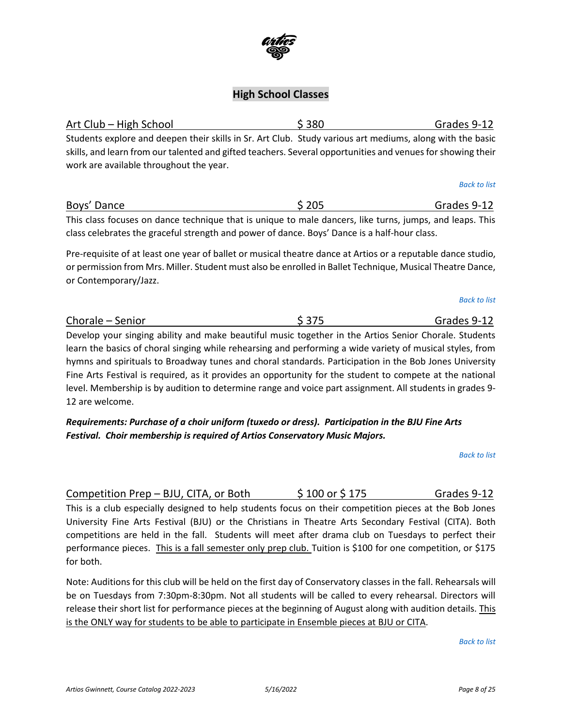## High School Classes

**Art Club – High School** | $ 380 | Grades 9-12

Students explore and deepen their skills in Sr. Art Club. Study various art mediums, along with the basic skills, and learn from our talented and gifted teachers. Several opportunities and venues for showing their work are available throughout the year.

*Back to list*

**Boys' Dance** | $ 205 | Grades 9-12

This class focuses on dance technique that is unique to male dancers, like turns, jumps, and leaps. This class celebrates the graceful strength and power of dance. Boys' Dance is a half-hour class.

Pre-requisite of at least one year of ballet or musical theatre dance at Artios or a reputable dance studio, or permission from Mrs. Miller. Student must also be enrolled in Ballet Technique, Musical Theatre Dance, or Contemporary/Jazz.

*Back to list*

**Chorale – Senior** | $ 375 | Grades 9-12

Develop your singing ability and make beautiful music together in the Artios Senior Chorale. Students learn the basics of choral singing while rehearsing and performing a wide variety of musical styles, from hymns and spirituals to Broadway tunes and choral standards. Participation in the Bob Jones University Fine Arts Festival is required, as it provides an opportunity for the student to compete at the national level. Membership is by audition to determine range and voice part assignment. All students in grades 9-12 are welcome.

***Requirements: Purchase of a choir uniform (tuxedo or dress). Participation in the BJU Fine Arts Festival. Choir membership is required of Artios Conservatory Music Majors.***

*Back to list*

**Competition Prep – BJU, CITA, or Both** | $ 100 or $ 175 | Grades 9-12

This is a club especially designed to help students focus on their competition pieces at the Bob Jones University Fine Arts Festival (BJU) or the Christians in Theatre Arts Secondary Festival (CITA). Both competitions are held in the fall. Students will meet after drama club on Tuesdays to perfect their performance pieces. <u>This is a fall semester only prep club.</u> Tuition is $100 for one competition, or $175 for both.

Note: Auditions for this club will be held on the first day of Conservatory classes in the fall. Rehearsals will be on Tuesdays from 7:30pm-8:30pm. Not all students will be called to every rehearsal. Directors will release their short list for performance pieces at the beginning of August along with audition details. <u>This is the ONLY way for students to be able to participate in Ensemble pieces at BJU or CITA</u>.

*Back to list*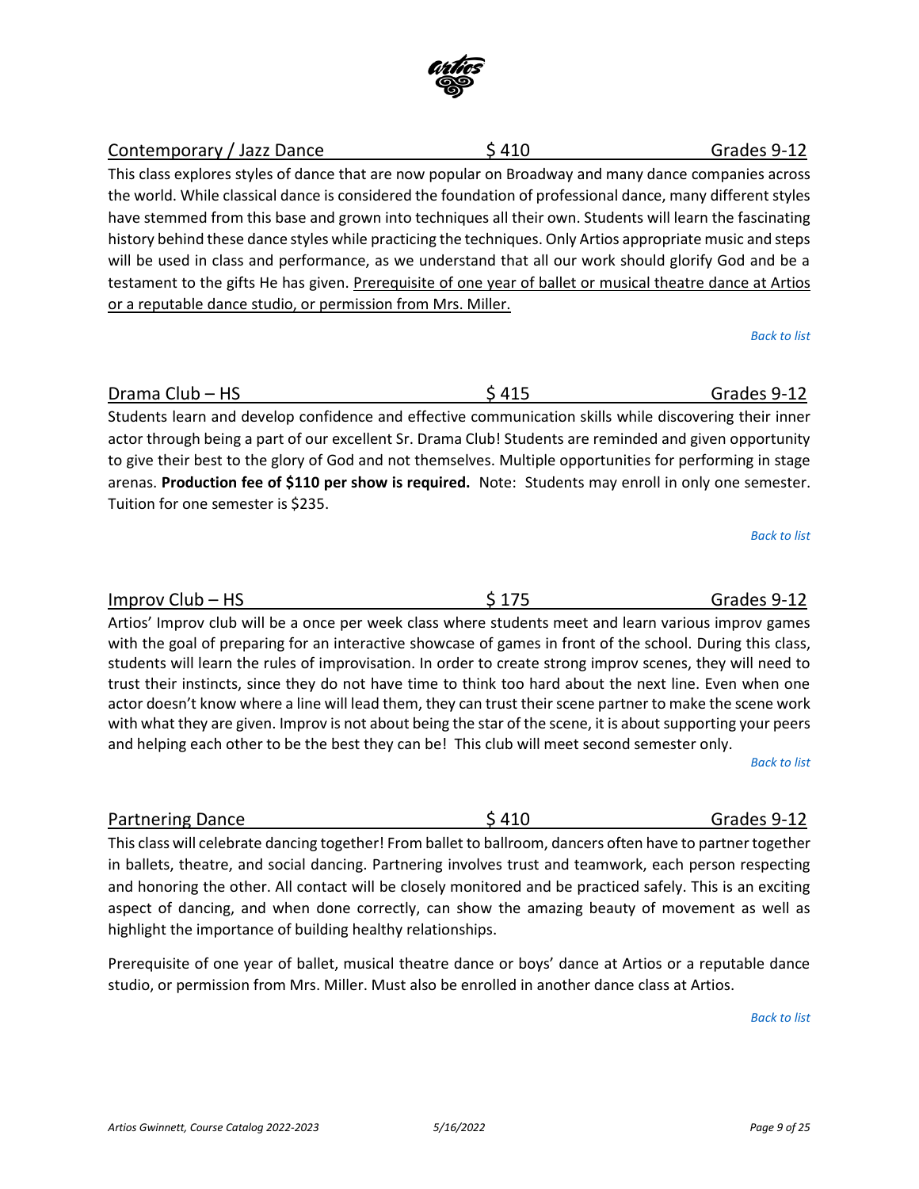## Contemporary / Jazz Dance — $ 410 — Grades 9-12

This class explores styles of dance that are now popular on Broadway and many dance companies across the world. While classical dance is considered the foundation of professional dance, many different styles have stemmed from this base and grown into techniques all their own. Students will learn the fascinating history behind these dance styles while practicing the techniques. Only Artios appropriate music and steps will be used in class and performance, as we understand that all our work should glorify God and be a testament to the gifts He has given. Prerequisite of one year of ballet or musical theatre dance at Artios or a reputable dance studio, or permission from Mrs. Miller.

*Back to list*

## Drama Club – HS — $ 415 — Grades 9-12

Students learn and develop confidence and effective communication skills while discovering their inner actor through being a part of our excellent Sr. Drama Club! Students are reminded and given opportunity to give their best to the glory of God and not themselves. Multiple opportunities for performing in stage arenas. **Production fee of $110 per show is required.** Note: Students may enroll in only one semester. Tuition for one semester is $235.

*Back to list*

## Improv Club – HS — $ 175 — Grades 9-12

Artios' Improv club will be a once per week class where students meet and learn various improv games with the goal of preparing for an interactive showcase of games in front of the school. During this class, students will learn the rules of improvisation. In order to create strong improv scenes, they will need to trust their instincts, since they do not have time to think too hard about the next line. Even when one actor doesn't know where a line will lead them, they can trust their scene partner to make the scene work with what they are given. Improv is not about being the star of the scene, it is about supporting your peers and helping each other to be the best they can be! This club will meet second semester only.

*Back to list*

## Partnering Dance — $ 410 — Grades 9-12

This class will celebrate dancing together! From ballet to ballroom, dancers often have to partner together in ballets, theatre, and social dancing. Partnering involves trust and teamwork, each person respecting and honoring the other. All contact will be closely monitored and be practiced safely. This is an exciting aspect of dancing, and when done correctly, can show the amazing beauty of movement as well as highlight the importance of building healthy relationships.

Prerequisite of one year of ballet, musical theatre dance or boys' dance at Artios or a reputable dance studio, or permission from Mrs. Miller. Must also be enrolled in another dance class at Artios.

*Back to list*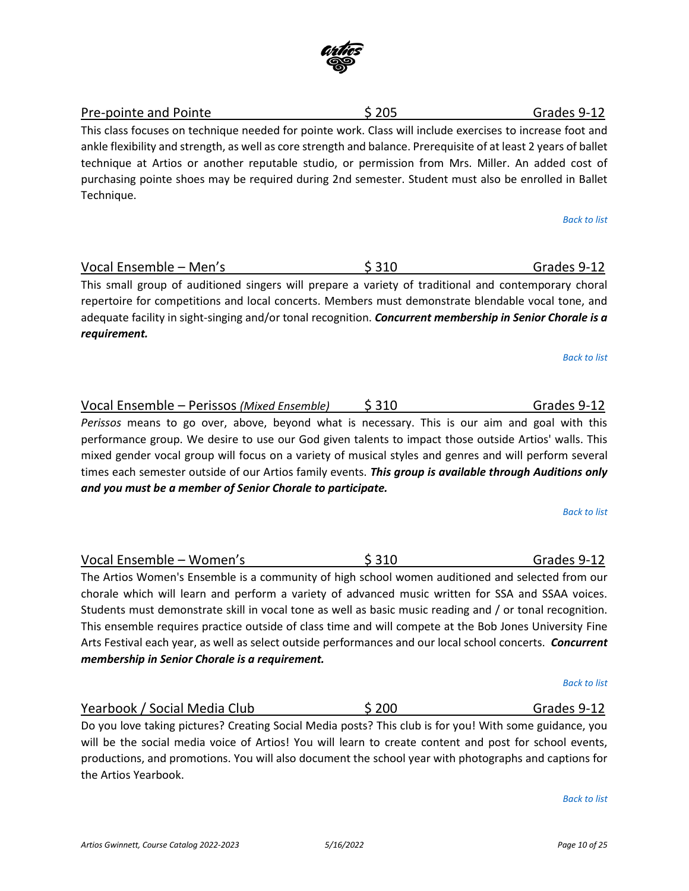## Pre-pointe and Pointe — $ 205 — Grades 9-12

This class focuses on technique needed for pointe work. Class will include exercises to increase foot and ankle flexibility and strength, as well as core strength and balance. Prerequisite of at least 2 years of ballet technique at Artios or another reputable studio, or permission from Mrs. Miller. An added cost of purchasing pointe shoes may be required during 2nd semester. Student must also be enrolled in Ballet Technique.

*Back to list*

## Vocal Ensemble – Men's — $ 310 — Grades 9-12

This small group of auditioned singers will prepare a variety of traditional and contemporary choral repertoire for competitions and local concerts. Members must demonstrate blendable vocal tone, and adequate facility in sight-singing and/or tonal recognition. ***Concurrent membership in Senior Chorale is a requirement.***

*Back to list*

## Vocal Ensemble – Perissos *(Mixed Ensemble)* — $ 310 — Grades 9-12

*Perissos* means to go over, above, beyond what is necessary. This is our aim and goal with this performance group. We desire to use our God given talents to impact those outside Artios' walls. This mixed gender vocal group will focus on a variety of musical styles and genres and will perform several times each semester outside of our Artios family events. ***This group is available through Auditions only and you must be a member of Senior Chorale to participate.***

*Back to list*

## Vocal Ensemble – Women's — $ 310 — Grades 9-12

The Artios Women's Ensemble is a community of high school women auditioned and selected from our chorale which will learn and perform a variety of advanced music written for SSA and SSAA voices. Students must demonstrate skill in vocal tone as well as basic music reading and / or tonal recognition. This ensemble requires practice outside of class time and will compete at the Bob Jones University Fine Arts Festival each year, as well as select outside performances and our local school concerts. ***Concurrent membership in Senior Chorale is a requirement.***

*Back to list*

## Yearbook / Social Media Club — $ 200 — Grades 9-12

Do you love taking pictures? Creating Social Media posts? This club is for you! With some guidance, you will be the social media voice of Artios! You will learn to create content and post for school events, productions, and promotions. You will also document the school year with photographs and captions for the Artios Yearbook.

*Back to list*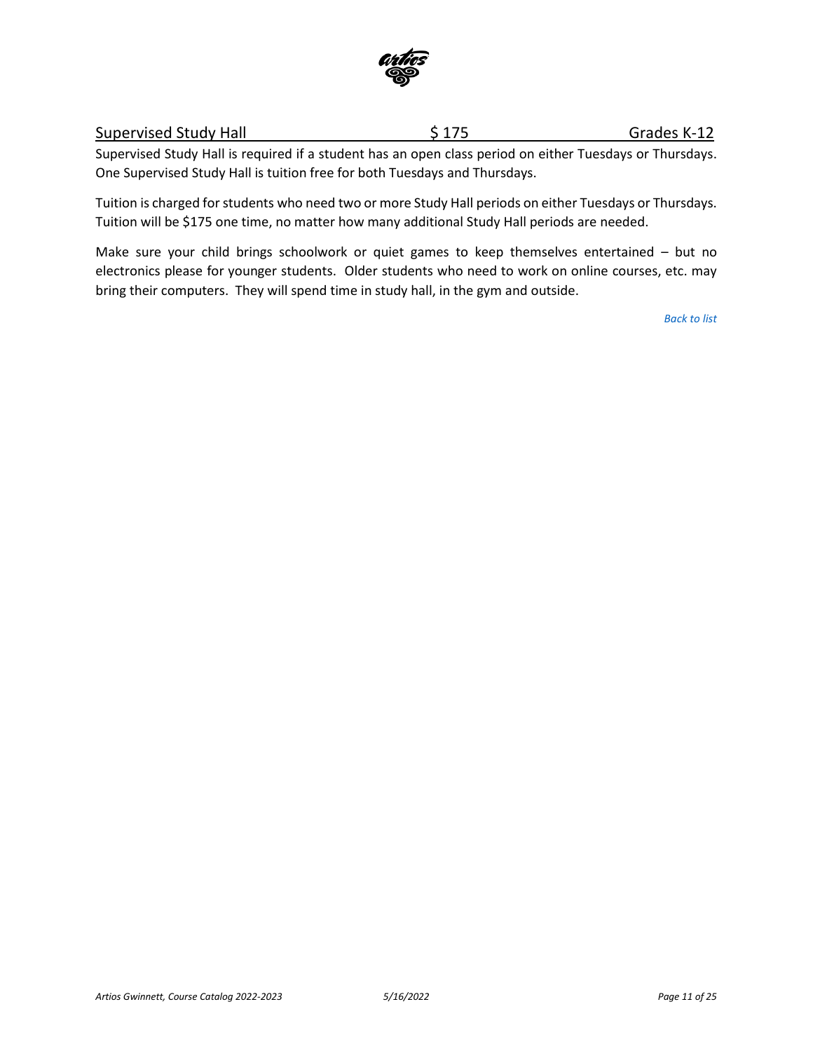Supervised Study Hall $ 175 Grades K-12

Supervised Study Hall is required if a student has an open class period on either Tuesdays or Thursdays. One Supervised Study Hall is tuition free for both Tuesdays and Thursdays.

Tuition is charged for students who need two or more Study Hall periods on either Tuesdays or Thursdays. Tuition will be $175 one time, no matter how many additional Study Hall periods are needed.

Make sure your child brings schoolwork or quiet games to keep themselves entertained – but no electronics please for younger students. Older students who need to work on online courses, etc. may bring their computers. They will spend time in study hall, in the gym and outside.

*Back to list*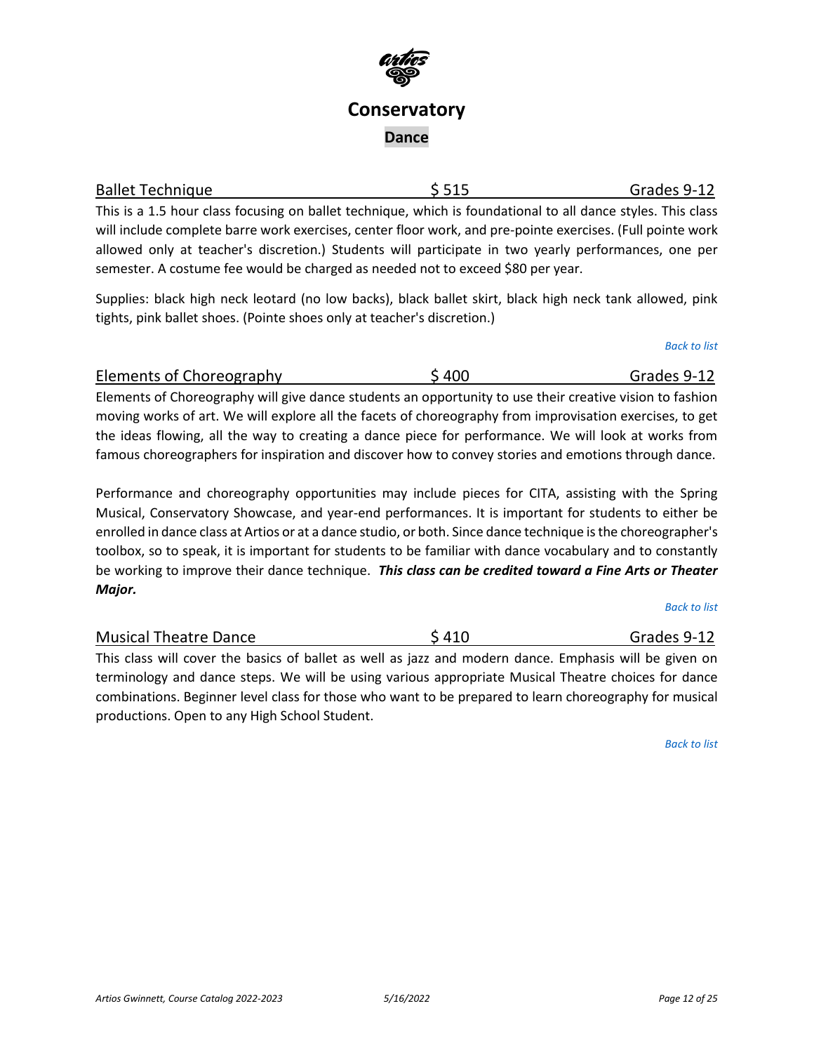# Conservatory

## Dance

### Ballet Technique — $ 515 — Grades 9-12

This is a 1.5 hour class focusing on ballet technique, which is foundational to all dance styles. This class will include complete barre work exercises, center floor work, and pre-pointe exercises. (Full pointe work allowed only at teacher's discretion.) Students will participate in two yearly performances, one per semester. A costume fee would be charged as needed not to exceed $80 per year.

Supplies: black high neck leotard (no low backs), black ballet skirt, black high neck tank allowed, pink tights, pink ballet shoes. (Pointe shoes only at teacher's discretion.)

*Back to list*

### Elements of Choreography — $ 400 — Grades 9-12

Elements of Choreography will give dance students an opportunity to use their creative vision to fashion moving works of art. We will explore all the facets of choreography from improvisation exercises, to get the ideas flowing, all the way to creating a dance piece for performance. We will look at works from famous choreographers for inspiration and discover how to convey stories and emotions through dance.

Performance and choreography opportunities may include pieces for CITA, assisting with the Spring Musical, Conservatory Showcase, and year-end performances. It is important for students to either be enrolled in dance class at Artios or at a dance studio, or both. Since dance technique is the choreographer's toolbox, so to speak, it is important for students to be familiar with dance vocabulary and to constantly be working to improve their dance technique. ***This class can be credited toward a Fine Arts or Theater Major.***

*Back to list*

### Musical Theatre Dance — $ 410 — Grades 9-12

This class will cover the basics of ballet as well as jazz and modern dance. Emphasis will be given on terminology and dance steps. We will be using various appropriate Musical Theatre choices for dance combinations. Beginner level class for those who want to be prepared to learn choreography for musical productions. Open to any High School Student.

*Back to list*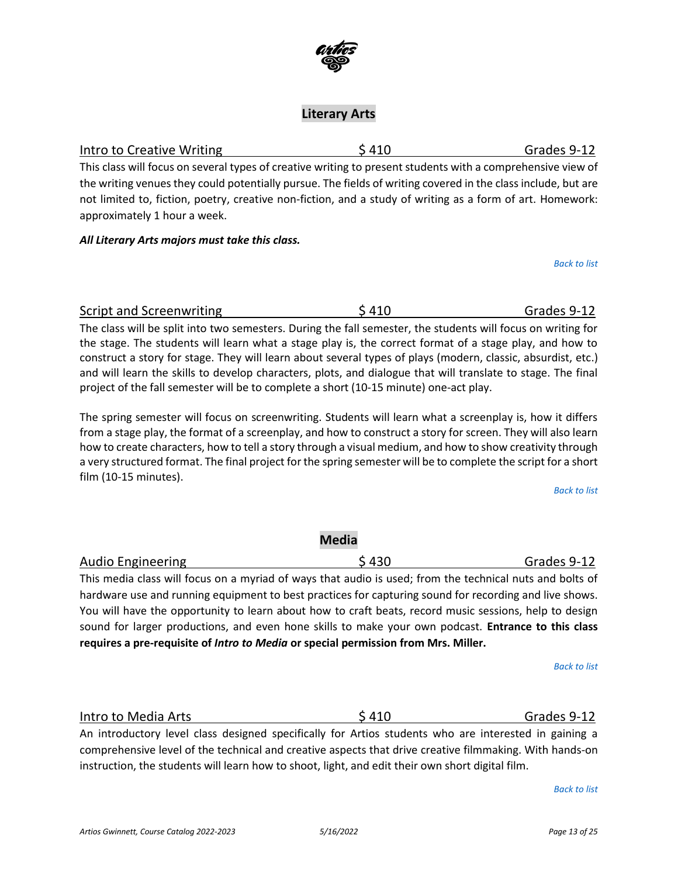## Literary Arts

### Intro to Creative Writing — $ 410 — Grades 9-12

This class will focus on several types of creative writing to present students with a comprehensive view of the writing venues they could potentially pursue. The fields of writing covered in the class include, but are not limited to, fiction, poetry, creative non-fiction, and a study of writing as a form of art. Homework: approximately 1 hour a week.

***All Literary Arts majors must take this class.***

*Back to list*

### Script and Screenwriting — $ 410 — Grades 9-12

The class will be split into two semesters. During the fall semester, the students will focus on writing for the stage. The students will learn what a stage play is, the correct format of a stage play, and how to construct a story for stage. They will learn about several types of plays (modern, classic, absurdist, etc.) and will learn the skills to develop characters, plots, and dialogue that will translate to stage. The final project of the fall semester will be to complete a short (10-15 minute) one-act play.

The spring semester will focus on screenwriting. Students will learn what a screenplay is, how it differs from a stage play, the format of a screenplay, and how to construct a story for screen. They will also learn how to create characters, how to tell a story through a visual medium, and how to show creativity through a very structured format. The final project for the spring semester will be to complete the script for a short film (10-15 minutes).

*Back to list*

## Media

### Audio Engineering — $ 430 — Grades 9-12

This media class will focus on a myriad of ways that audio is used; from the technical nuts and bolts of hardware use and running equipment to best practices for capturing sound for recording and live shows. You will have the opportunity to learn about how to craft beats, record music sessions, help to design sound for larger productions, and even hone skills to make your own podcast. **Entrance to this class requires a pre-requisite of *Intro to Media* or special permission from Mrs. Miller.**

*Back to list*

### Intro to Media Arts — $ 410 — Grades 9-12

An introductory level class designed specifically for Artios students who are interested in gaining a comprehensive level of the technical and creative aspects that drive creative filmmaking. With hands-on instruction, the students will learn how to shoot, light, and edit their own short digital film.

*Back to list*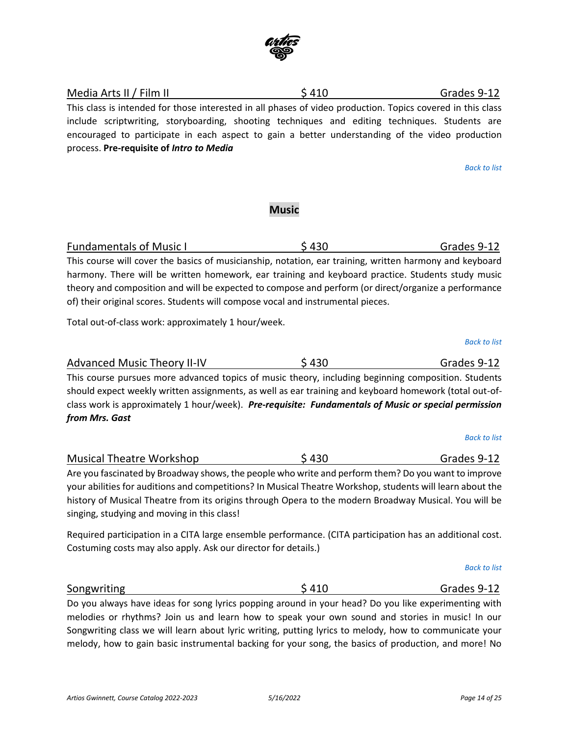Media Arts II / Film II — $ 410 — Grades 9-12

This class is intended for those interested in all phases of video production. Topics covered in this class include scriptwriting, storyboarding, shooting techniques and editing techniques. Students are encouraged to participate in each aspect to gain a better understanding of the video production process. **Pre-requisite of *Intro to Media***

*Back to list*

## Music

Fundamentals of Music I — $ 430 — Grades 9-12

This course will cover the basics of musicianship, notation, ear training, written harmony and keyboard harmony. There will be written homework, ear training and keyboard practice. Students study music theory and composition and will be expected to compose and perform (or direct/organize a performance of) their original scores. Students will compose vocal and instrumental pieces.

Total out-of-class work: approximately 1 hour/week.

*Back to list*

Advanced Music Theory II-IV — $ 430 — Grades 9-12

This course pursues more advanced topics of music theory, including beginning composition. Students should expect weekly written assignments, as well as ear training and keyboard homework (total out-of-class work is approximately 1 hour/week). ***Pre-requisite: Fundamentals of Music or special permission from Mrs. Gast***

*Back to list*

Musical Theatre Workshop — $ 430 — Grades 9-12

Are you fascinated by Broadway shows, the people who write and perform them? Do you want to improve your abilities for auditions and competitions? In Musical Theatre Workshop, students will learn about the history of Musical Theatre from its origins through Opera to the modern Broadway Musical. You will be singing, studying and moving in this class!

Required participation in a CITA large ensemble performance. (CITA participation has an additional cost. Costuming costs may also apply. Ask our director for details.)

*Back to list*

Songwriting — $ 410 — Grades 9-12

Do you always have ideas for song lyrics popping around in your head? Do you like experimenting with melodies or rhythms? Join us and learn how to speak your own sound and stories in music! In our Songwriting class we will learn about lyric writing, putting lyrics to melody, how to communicate your melody, how to gain basic instrumental backing for your song, the basics of production, and more! No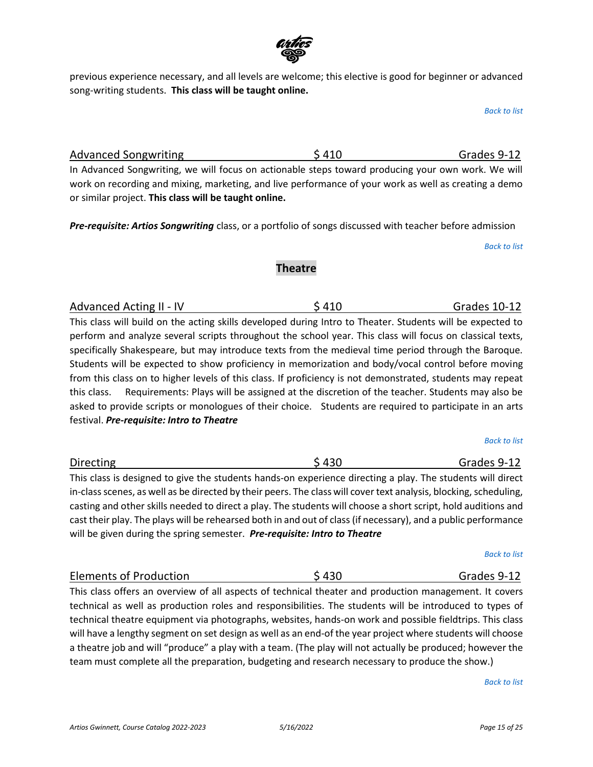previous experience necessary, and all levels are welcome; this elective is good for beginner or advanced song-writing students. **This class will be taught online.**

*Back to list*

Advanced Songwriting $ 410 Grades 9-12

In Advanced Songwriting, we will focus on actionable steps toward producing your own work. We will work on recording and mixing, marketing, and live performance of your work as well as creating a demo or similar project. **This class will be taught online.**

***Pre-requisite: Artios Songwriting*** class, or a portfolio of songs discussed with teacher before admission

*Back to list*

## Theatre

Advanced Acting II - IV $ 410 Grades 10-12

This class will build on the acting skills developed during Intro to Theater. Students will be expected to perform and analyze several scripts throughout the school year. This class will focus on classical texts, specifically Shakespeare, but may introduce texts from the medieval time period through the Baroque. Students will be expected to show proficiency in memorization and body/vocal control before moving from this class on to higher levels of this class. If proficiency is not demonstrated, students may repeat this class. Requirements: Plays will be assigned at the discretion of the teacher. Students may also be asked to provide scripts or monologues of their choice. Students are required to participate in an arts festival. ***Pre-requisite: Intro to Theatre***

*Back to list*

Directing $ 430 Grades 9-12

This class is designed to give the students hands-on experience directing a play. The students will direct in-class scenes, as well as be directed by their peers. The class will cover text analysis, blocking, scheduling, casting and other skills needed to direct a play. The students will choose a short script, hold auditions and cast their play. The plays will be rehearsed both in and out of class (if necessary), and a public performance will be given during the spring semester. ***Pre-requisite: Intro to Theatre***

*Back to list*

Elements of Production $ 430 Grades 9-12

This class offers an overview of all aspects of technical theater and production management. It covers technical as well as production roles and responsibilities. The students will be introduced to types of technical theatre equipment via photographs, websites, hands-on work and possible fieldtrips. This class will have a lengthy segment on set design as well as an end-of the year project where students will choose a theatre job and will "produce" a play with a team. (The play will not actually be produced; however the team must complete all the preparation, budgeting and research necessary to produce the show.)

*Back to list*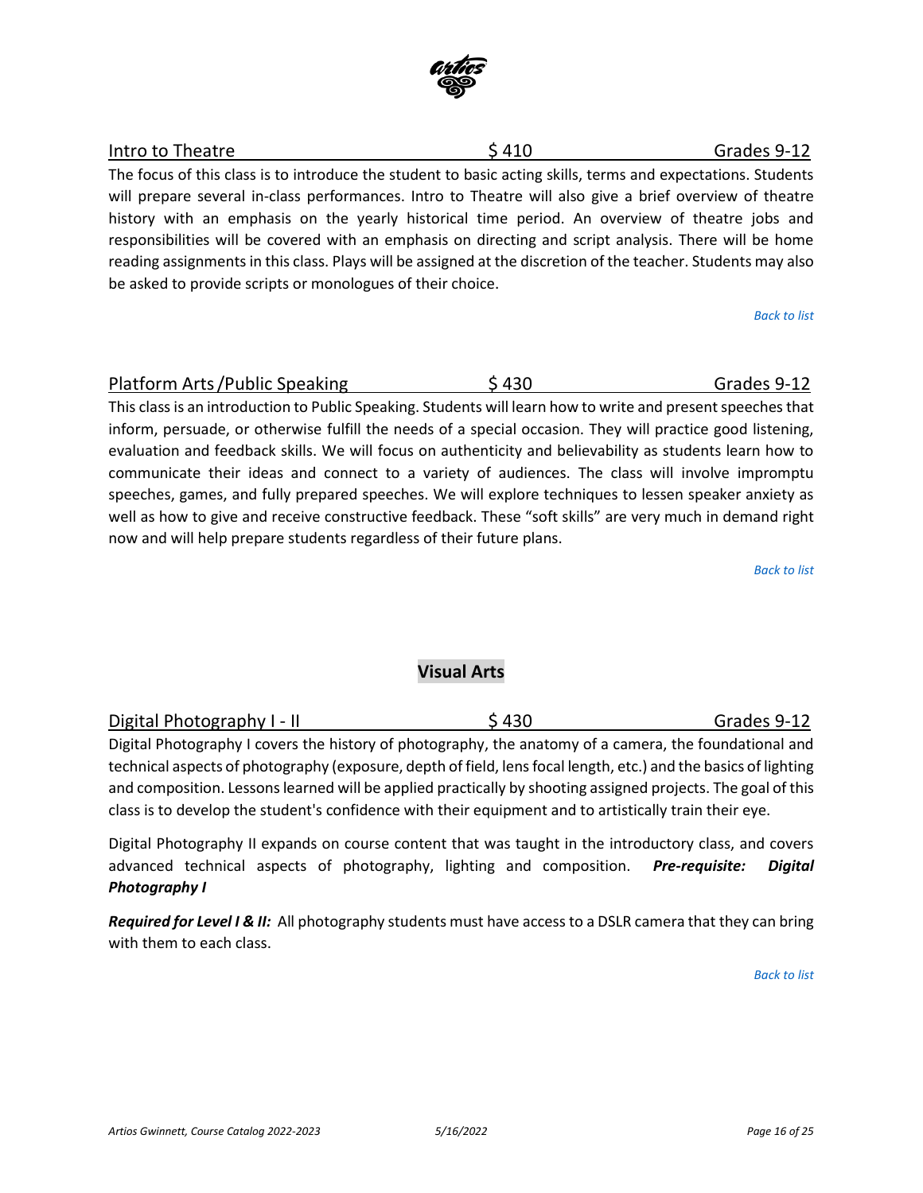Intro to Theatre | $ 410 | Grades 9-12

The focus of this class is to introduce the student to basic acting skills, terms and expectations. Students will prepare several in-class performances. Intro to Theatre will also give a brief overview of theatre history with an emphasis on the yearly historical time period. An overview of theatre jobs and responsibilities will be covered with an emphasis on directing and script analysis. There will be home reading assignments in this class. Plays will be assigned at the discretion of the teacher. Students may also be asked to provide scripts or monologues of their choice.

*Back to list*

Platform Arts /Public Speaking | $ 430 | Grades 9-12

This class is an introduction to Public Speaking. Students will learn how to write and present speeches that inform, persuade, or otherwise fulfill the needs of a special occasion. They will practice good listening, evaluation and feedback skills. We will focus on authenticity and believability as students learn how to communicate their ideas and connect to a variety of audiences. The class will involve impromptu speeches, games, and fully prepared speeches. We will explore techniques to lessen speaker anxiety as well as how to give and receive constructive feedback. These "soft skills" are very much in demand right now and will help prepare students regardless of their future plans.

*Back to list*

## Visual Arts

Digital Photography I - II | $ 430 | Grades 9-12

Digital Photography I covers the history of photography, the anatomy of a camera, the foundational and technical aspects of photography (exposure, depth of field, lens focal length, etc.) and the basics of lighting and composition. Lessons learned will be applied practically by shooting assigned projects. The goal of this class is to develop the student's confidence with their equipment and to artistically train their eye.

Digital Photography II expands on course content that was taught in the introductory class, and covers advanced technical aspects of photography, lighting and composition. ***Pre-requisite: Digital Photography I***

***Required for Level I & II:*** All photography students must have access to a DSLR camera that they can bring with them to each class.

*Back to list*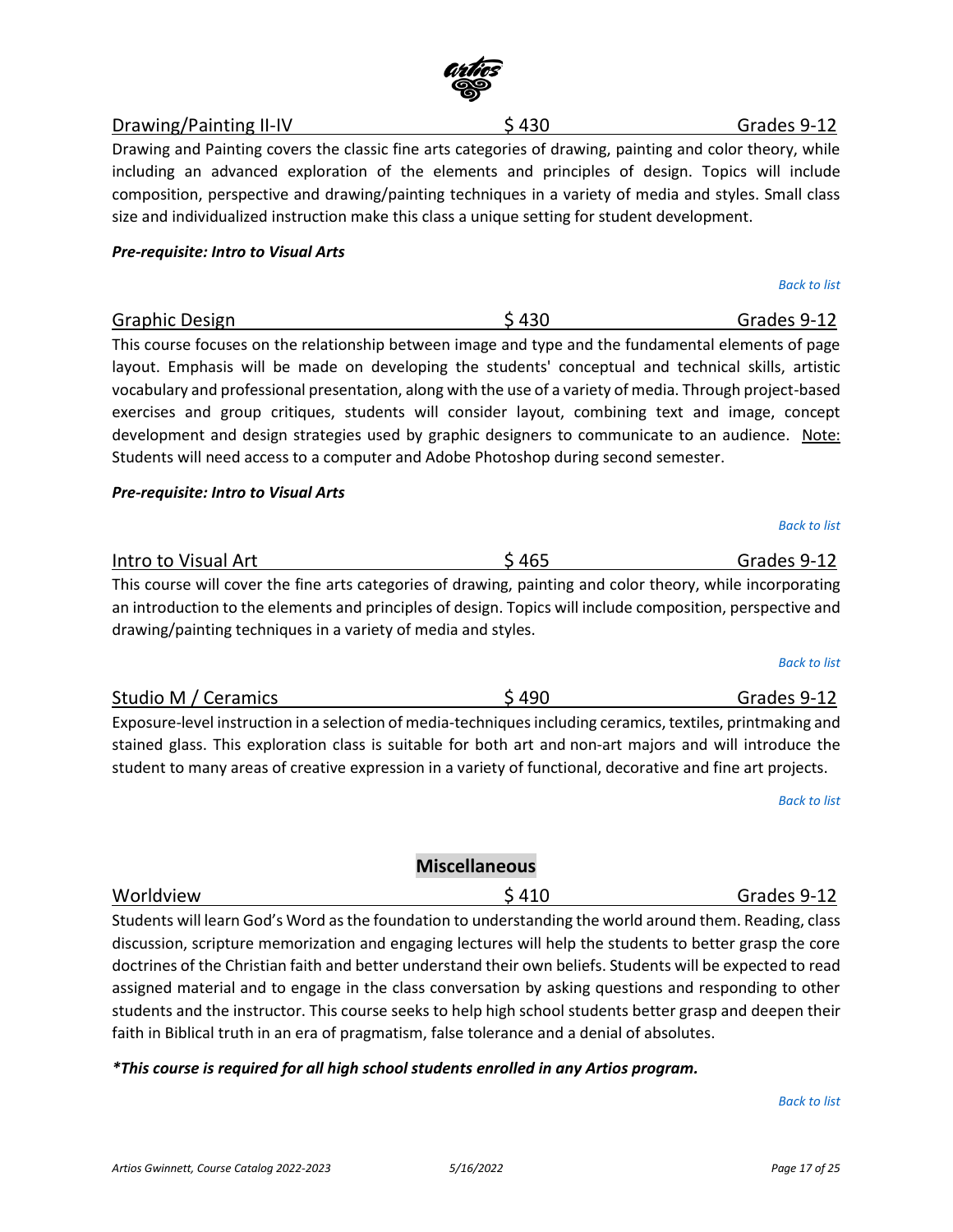Drawing/Painting II-IV $ 430 Grades 9-12

Drawing and Painting covers the classic fine arts categories of drawing, painting and color theory, while including an advanced exploration of the elements and principles of design. Topics will include composition, perspective and drawing/painting techniques in a variety of media and styles. Small class size and individualized instruction make this class a unique setting for student development.

***Pre-requisite: Intro to Visual Arts***

*Back to list*

Graphic Design $ 430 Grades 9-12

This course focuses on the relationship between image and type and the fundamental elements of page layout. Emphasis will be made on developing the students' conceptual and technical skills, artistic vocabulary and professional presentation, along with the use of a variety of media. Through project-based exercises and group critiques, students will consider layout, combining text and image, concept development and design strategies used by graphic designers to communicate to an audience. Note: Students will need access to a computer and Adobe Photoshop during second semester.

***Pre-requisite: Intro to Visual Arts***

*Back to list*

Intro to Visual Art $ 465 Grades 9-12

This course will cover the fine arts categories of drawing, painting and color theory, while incorporating an introduction to the elements and principles of design. Topics will include composition, perspective and drawing/painting techniques in a variety of media and styles.

*Back to list*

Studio M / Ceramics $ 490 Grades 9-12

Exposure-level instruction in a selection of media-techniques including ceramics, textiles, printmaking and stained glass. This exploration class is suitable for both art and non-art majors and will introduce the student to many areas of creative expression in a variety of functional, decorative and fine art projects.

*Back to list*

## Miscellaneous

Worldview $ 410 Grades 9-12

Students will learn God's Word as the foundation to understanding the world around them. Reading, class discussion, scripture memorization and engaging lectures will help the students to better grasp the core doctrines of the Christian faith and better understand their own beliefs. Students will be expected to read assigned material and to engage in the class conversation by asking questions and responding to other students and the instructor. This course seeks to help high school students better grasp and deepen their faith in Biblical truth in an era of pragmatism, false tolerance and a denial of absolutes.

***\*This course is required for all high school students enrolled in any Artios program.***

*Back to list*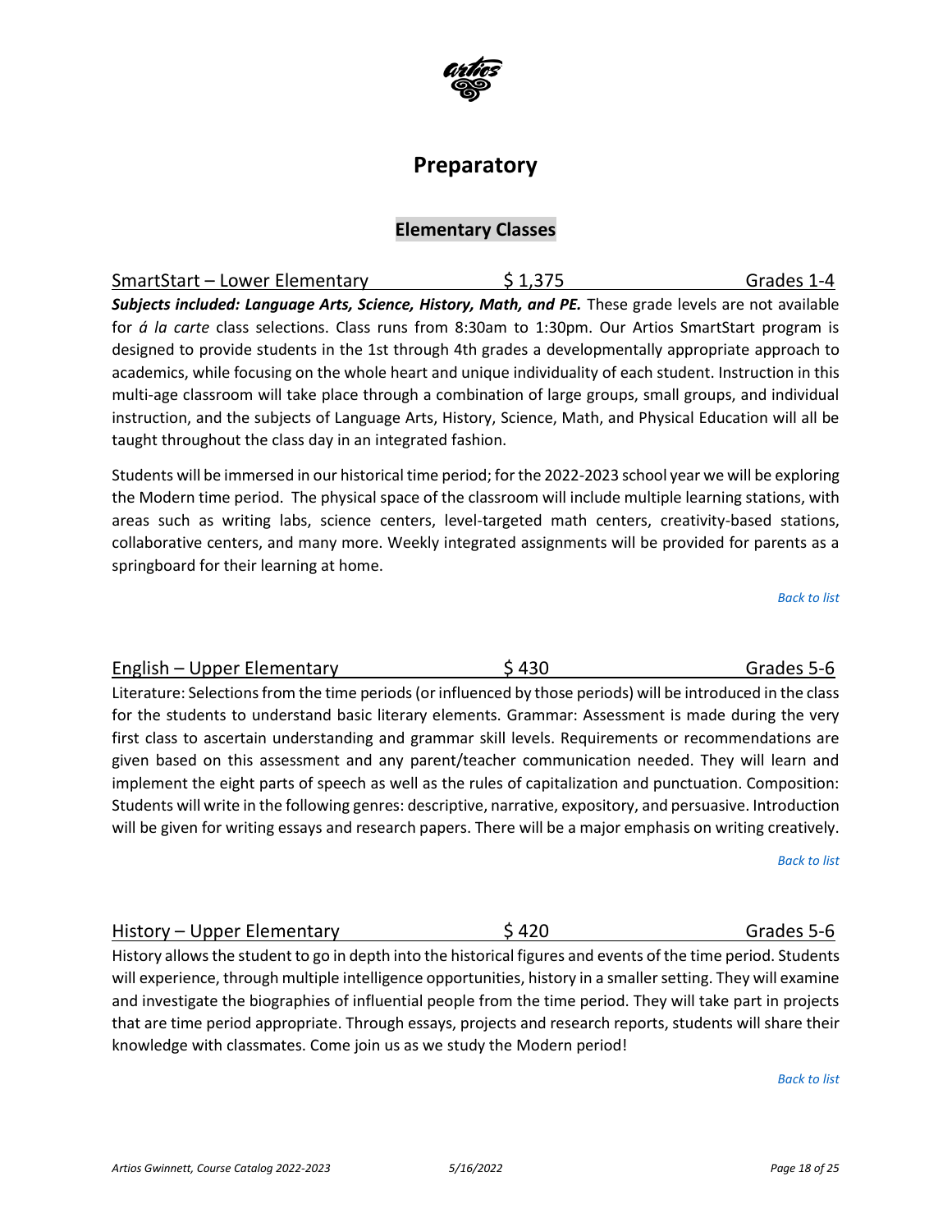# Preparatory

## Elementary Classes

SmartStart – Lower Elementary | $ 1,375 | Grades 1-4

***Subjects included: Language Arts, Science, History, Math, and PE.*** These grade levels are not available for *á la carte* class selections. Class runs from 8:30am to 1:30pm. Our Artios SmartStart program is designed to provide students in the 1st through 4th grades a developmentally appropriate approach to academics, while focusing on the whole heart and unique individuality of each student. Instruction in this multi-age classroom will take place through a combination of large groups, small groups, and individual instruction, and the subjects of Language Arts, History, Science, Math, and Physical Education will all be taught throughout the class day in an integrated fashion.

Students will be immersed in our historical time period; for the 2022-2023 school year we will be exploring the Modern time period. The physical space of the classroom will include multiple learning stations, with areas such as writing labs, science centers, level-targeted math centers, creativity-based stations, collaborative centers, and many more. Weekly integrated assignments will be provided for parents as a springboard for their learning at home.

*Back to list*

English – Upper Elementary | $ 430 | Grades 5-6

Literature: Selections from the time periods (or influenced by those periods) will be introduced in the class for the students to understand basic literary elements. Grammar: Assessment is made during the very first class to ascertain understanding and grammar skill levels. Requirements or recommendations are given based on this assessment and any parent/teacher communication needed. They will learn and implement the eight parts of speech as well as the rules of capitalization and punctuation. Composition: Students will write in the following genres: descriptive, narrative, expository, and persuasive. Introduction will be given for writing essays and research papers. There will be a major emphasis on writing creatively.

*Back to list*

History – Upper Elementary | $ 420 | Grades 5-6

History allows the student to go in depth into the historical figures and events of the time period. Students will experience, through multiple intelligence opportunities, history in a smaller setting. They will examine and investigate the biographies of influential people from the time period. They will take part in projects that are time period appropriate. Through essays, projects and research reports, students will share their knowledge with classmates. Come join us as we study the Modern period!

*Back to list*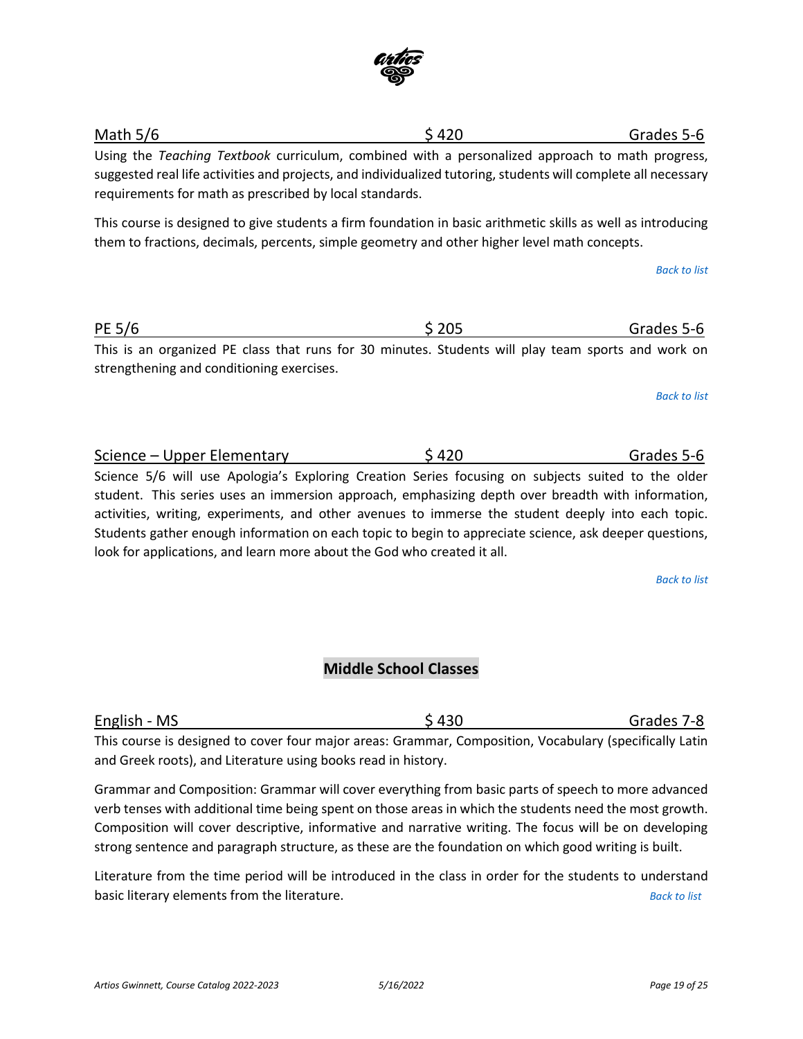Math 5/6 $ 420 Grades 5-6

Using the *Teaching Textbook* curriculum, combined with a personalized approach to math progress, suggested real life activities and projects, and individualized tutoring, students will complete all necessary requirements for math as prescribed by local standards.

This course is designed to give students a firm foundation in basic arithmetic skills as well as introducing them to fractions, decimals, percents, simple geometry and other higher level math concepts.

*Back to list*

PE 5/6 $ 205 Grades 5-6

This is an organized PE class that runs for 30 minutes. Students will play team sports and work on strengthening and conditioning exercises.

*Back to list*

Science – Upper Elementary $ 420 Grades 5-6

Science 5/6 will use Apologia's Exploring Creation Series focusing on subjects suited to the older student. This series uses an immersion approach, emphasizing depth over breadth with information, activities, writing, experiments, and other avenues to immerse the student deeply into each topic. Students gather enough information on each topic to begin to appreciate science, ask deeper questions, look for applications, and learn more about the God who created it all.

*Back to list*

## Middle School Classes

English - MS $ 430 Grades 7-8

This course is designed to cover four major areas: Grammar, Composition, Vocabulary (specifically Latin and Greek roots), and Literature using books read in history.

Grammar and Composition: Grammar will cover everything from basic parts of speech to more advanced verb tenses with additional time being spent on those areas in which the students need the most growth. Composition will cover descriptive, informative and narrative writing. The focus will be on developing strong sentence and paragraph structure, as these are the foundation on which good writing is built.

Literature from the time period will be introduced in the class in order for the students to understand basic literary elements from the literature.

*Back to list*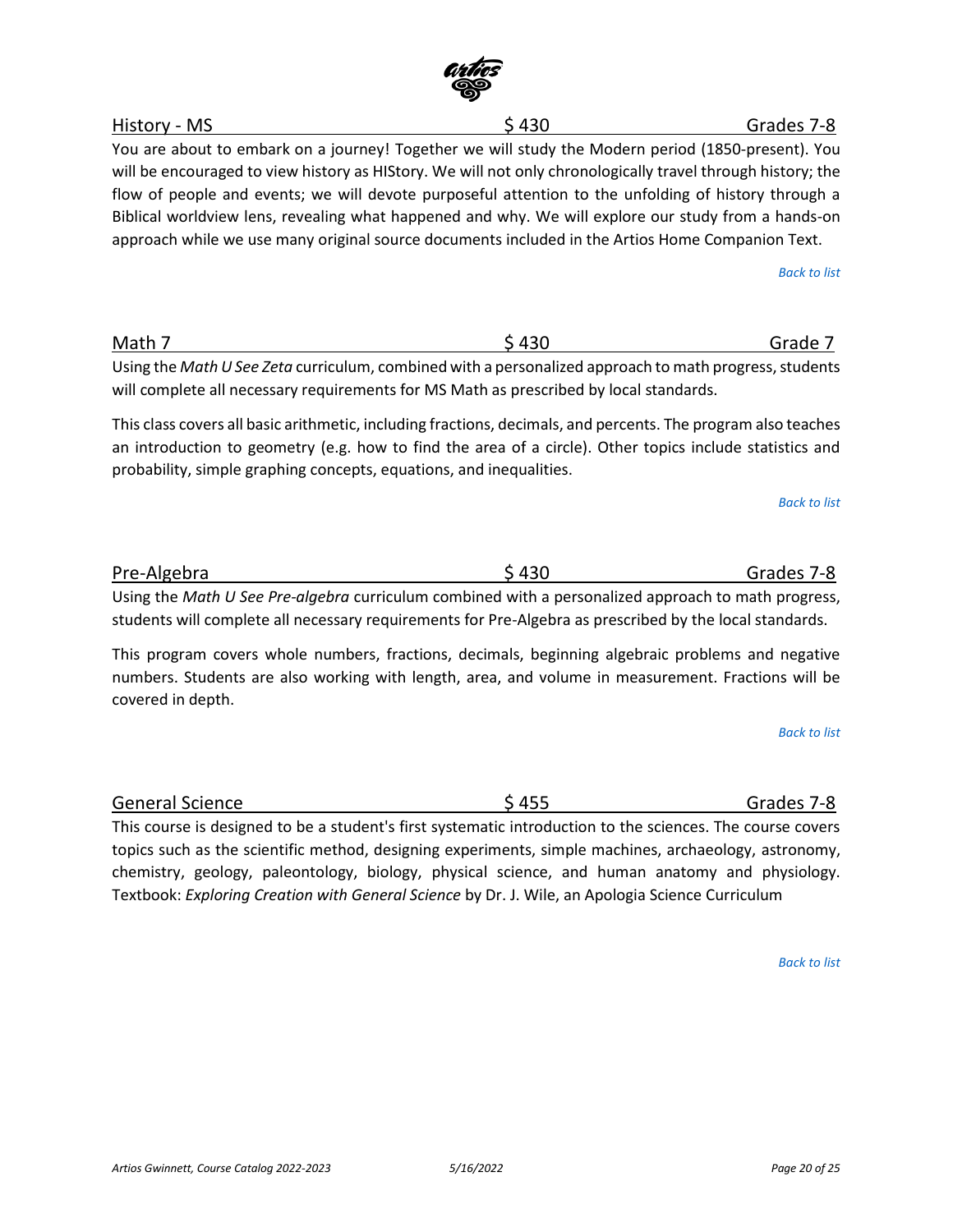## History - MS — $ 430 — Grades 7-8

You are about to embark on a journey! Together we will study the Modern period (1850-present). You will be encouraged to view history as HIStory. We will not only chronologically travel through history; the flow of people and events; we will devote purposeful attention to the unfolding of history through a Biblical worldview lens, revealing what happened and why. We will explore our study from a hands-on approach while we use many original source documents included in the Artios Home Companion Text.

*Back to list*

## Math 7 — $ 430 — Grade 7

Using the *Math U See Zeta* curriculum, combined with a personalized approach to math progress, students will complete all necessary requirements for MS Math as prescribed by local standards.

This class covers all basic arithmetic, including fractions, decimals, and percents. The program also teaches an introduction to geometry (e.g. how to find the area of a circle). Other topics include statistics and probability, simple graphing concepts, equations, and inequalities.

*Back to list*

## Pre-Algebra — $ 430 — Grades 7-8

Using the *Math U See Pre-algebra* curriculum combined with a personalized approach to math progress, students will complete all necessary requirements for Pre-Algebra as prescribed by the local standards.

This program covers whole numbers, fractions, decimals, beginning algebraic problems and negative numbers. Students are also working with length, area, and volume in measurement. Fractions will be covered in depth.

*Back to list*

## General Science — $ 455 — Grades 7-8

This course is designed to be a student's first systematic introduction to the sciences. The course covers topics such as the scientific method, designing experiments, simple machines, archaeology, astronomy, chemistry, geology, paleontology, biology, physical science, and human anatomy and physiology. Textbook: *Exploring Creation with General Science* by Dr. J. Wile, an Apologia Science Curriculum

*Back to list*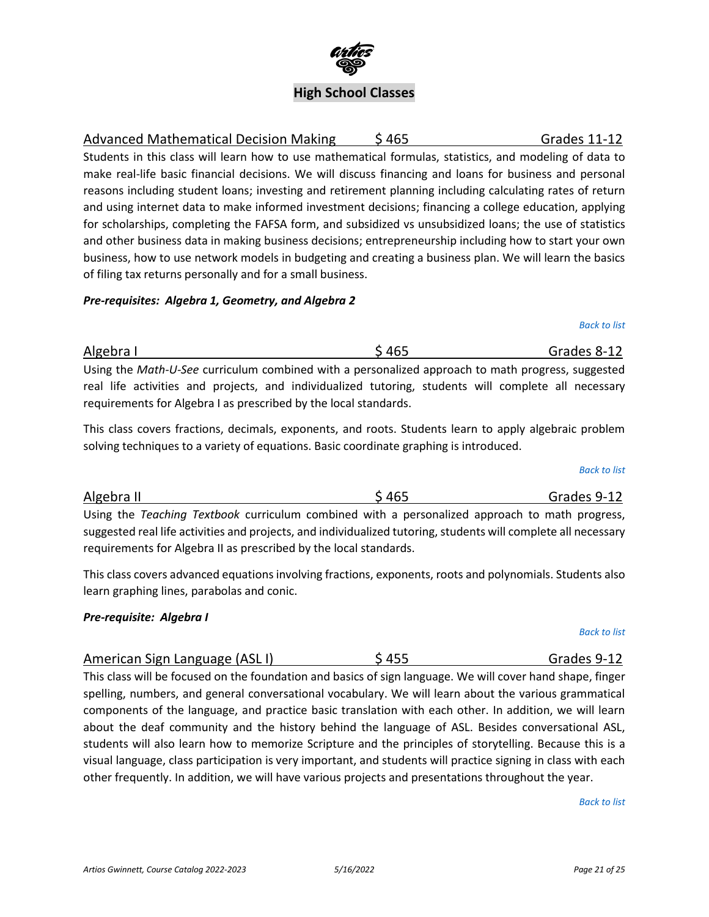## High School Classes

### Advanced Mathematical Decision Making — $ 465 — Grades 11-12

Students in this class will learn how to use mathematical formulas, statistics, and modeling of data to make real-life basic financial decisions. We will discuss financing and loans for business and personal reasons including student loans; investing and retirement planning including calculating rates of return and using internet data to make informed investment decisions; financing a college education, applying for scholarships, completing the FAFSA form, and subsidized vs unsubsidized loans; the use of statistics and other business data in making business decisions; entrepreneurship including how to start your own business, how to use network models in budgeting and creating a business plan. We will learn the basics of filing tax returns personally and for a small business.

***Pre-requisites: Algebra 1, Geometry, and Algebra 2***

*Back to list*

### Algebra I — $ 465 — Grades 8-12

Using the *Math-U-See* curriculum combined with a personalized approach to math progress, suggested real life activities and projects, and individualized tutoring, students will complete all necessary requirements for Algebra I as prescribed by the local standards.

This class covers fractions, decimals, exponents, and roots. Students learn to apply algebraic problem solving techniques to a variety of equations. Basic coordinate graphing is introduced.

*Back to list*

### Algebra II — $ 465 — Grades 9-12

Using the *Teaching Textbook* curriculum combined with a personalized approach to math progress, suggested real life activities and projects, and individualized tutoring, students will complete all necessary requirements for Algebra II as prescribed by the local standards.

This class covers advanced equations involving fractions, exponents, roots and polynomials. Students also learn graphing lines, parabolas and conic.

***Pre-requisite: Algebra I***

*Back to list*

### American Sign Language (ASL I) — $ 455 — Grades 9-12

This class will be focused on the foundation and basics of sign language. We will cover hand shape, finger spelling, numbers, and general conversational vocabulary. We will learn about the various grammatical components of the language, and practice basic translation with each other. In addition, we will learn about the deaf community and the history behind the language of ASL. Besides conversational ASL, students will also learn how to memorize Scripture and the principles of storytelling. Because this is a visual language, class participation is very important, and students will practice signing in class with each other frequently. In addition, we will have various projects and presentations throughout the year.

*Back to list*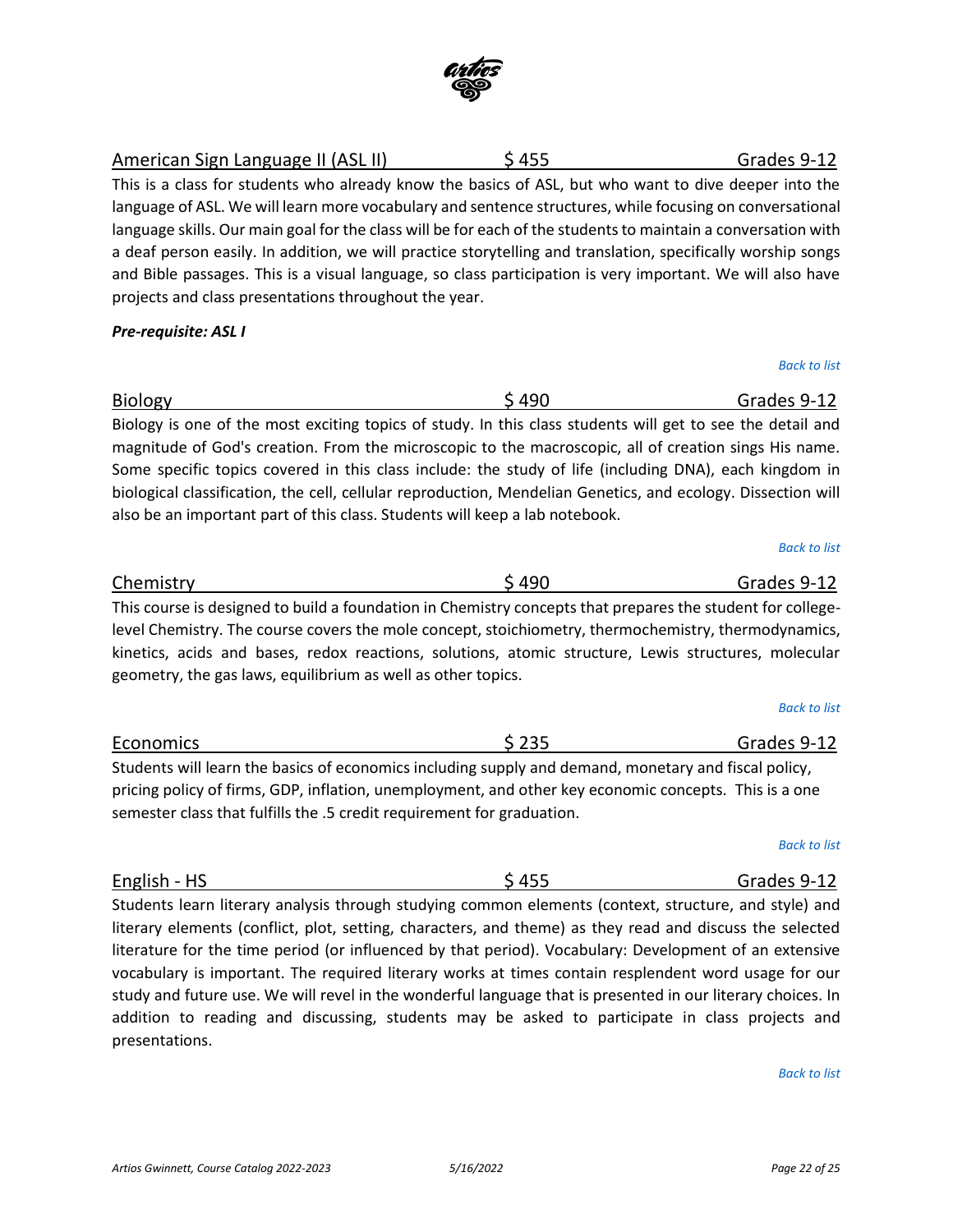## American Sign Language II (ASL II) — $ 455 — Grades 9-12

This is a class for students who already know the basics of ASL, but who want to dive deeper into the language of ASL. We will learn more vocabulary and sentence structures, while focusing on conversational language skills. Our main goal for the class will be for each of the students to maintain a conversation with a deaf person easily. In addition, we will practice storytelling and translation, specifically worship songs and Bible passages. This is a visual language, so class participation is very important. We will also have projects and class presentations throughout the year.

***Pre-requisite: ASL I***

*Back to list*

## Biology — $ 490 — Grades 9-12

Biology is one of the most exciting topics of study. In this class students will get to see the detail and magnitude of God's creation. From the microscopic to the macroscopic, all of creation sings His name. Some specific topics covered in this class include: the study of life (including DNA), each kingdom in biological classification, the cell, cellular reproduction, Mendelian Genetics, and ecology. Dissection will also be an important part of this class. Students will keep a lab notebook.

*Back to list*

## Chemistry — $ 490 — Grades 9-12

This course is designed to build a foundation in Chemistry concepts that prepares the student for college-level Chemistry. The course covers the mole concept, stoichiometry, thermochemistry, thermodynamics, kinetics, acids and bases, redox reactions, solutions, atomic structure, Lewis structures, molecular geometry, the gas laws, equilibrium as well as other topics.

*Back to list*

## Economics — $ 235 — Grades 9-12

Students will learn the basics of economics including supply and demand, monetary and fiscal policy, pricing policy of firms, GDP, inflation, unemployment, and other key economic concepts. This is a one semester class that fulfills the .5 credit requirement for graduation.

*Back to list*

## English - HS — $ 455 — Grades 9-12

Students learn literary analysis through studying common elements (context, structure, and style) and literary elements (conflict, plot, setting, characters, and theme) as they read and discuss the selected literature for the time period (or influenced by that period). Vocabulary: Development of an extensive vocabulary is important. The required literary works at times contain resplendent word usage for our study and future use. We will revel in the wonderful language that is presented in our literary choices. In addition to reading and discussing, students may be asked to participate in class projects and presentations.

*Back to list*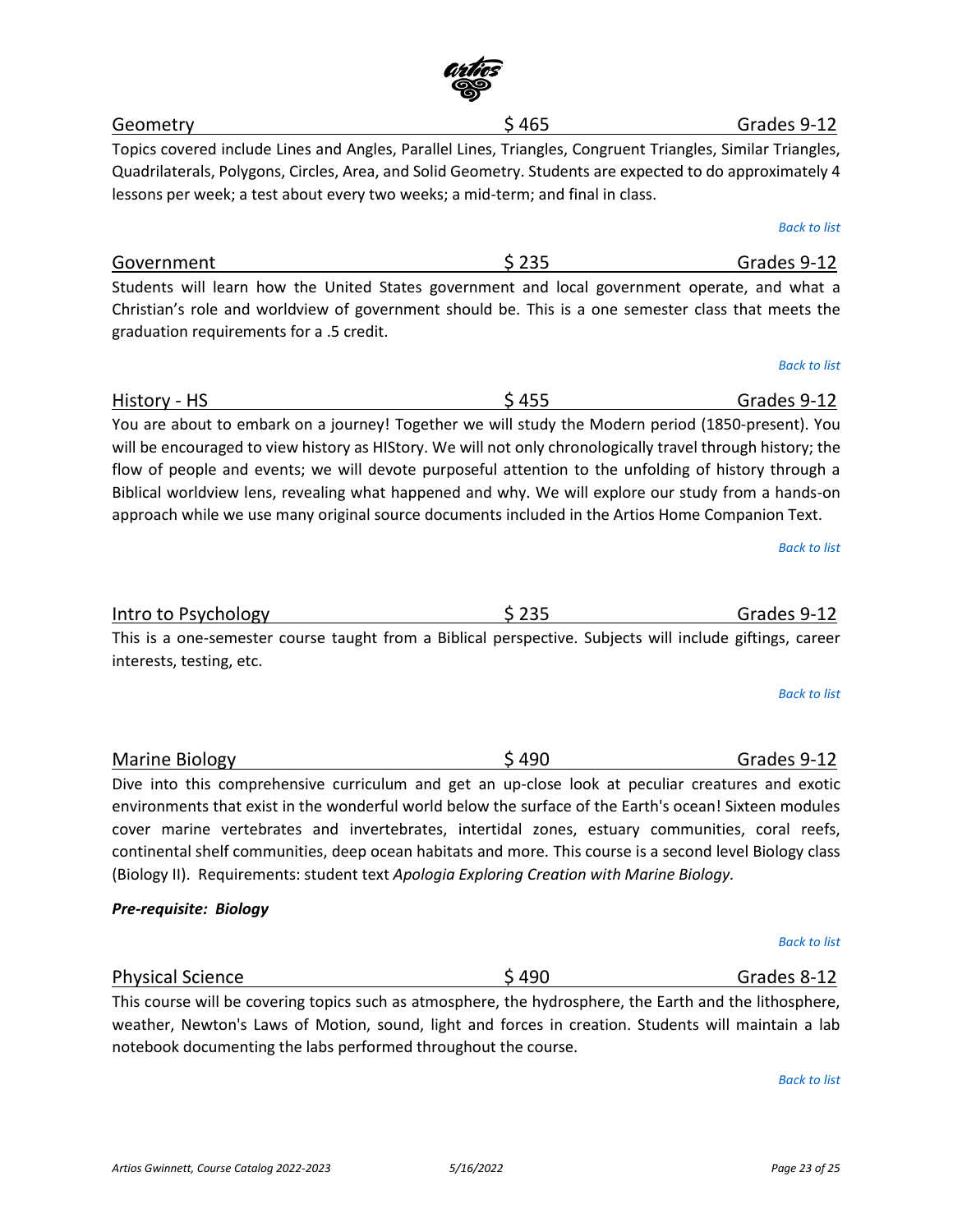## Geometry $ 465 Grades 9-12

Topics covered include Lines and Angles, Parallel Lines, Triangles, Congruent Triangles, Similar Triangles, Quadrilaterals, Polygons, Circles, Area, and Solid Geometry. Students are expected to do approximately 4 lessons per week; a test about every two weeks; a mid-term; and final in class.

*Back to list*

## Government $ 235 Grades 9-12

Students will learn how the United States government and local government operate, and what a Christian's role and worldview of government should be. This is a one semester class that meets the graduation requirements for a .5 credit.

*Back to list*

## History - HS $ 455 Grades 9-12

You are about to embark on a journey! Together we will study the Modern period (1850-present). You will be encouraged to view history as HIStory. We will not only chronologically travel through history; the flow of people and events; we will devote purposeful attention to the unfolding of history through a Biblical worldview lens, revealing what happened and why. We will explore our study from a hands-on approach while we use many original source documents included in the Artios Home Companion Text.

*Back to list*

## Intro to Psychology $ 235 Grades 9-12

This is a one-semester course taught from a Biblical perspective. Subjects will include giftings, career interests, testing, etc.

*Back to list*

## Marine Biology $ 490 Grades 9-12

Dive into this comprehensive curriculum and get an up-close look at peculiar creatures and exotic environments that exist in the wonderful world below the surface of the Earth's ocean! Sixteen modules cover marine vertebrates and invertebrates, intertidal zones, estuary communities, coral reefs, continental shelf communities, deep ocean habitats and more. This course is a second level Biology class (Biology II). Requirements: student text *Apologia Exploring Creation with Marine Biology*.

***Pre-requisite: Biology***

*Back to list*

## Physical Science $ 490 Grades 8-12

This course will be covering topics such as atmosphere, the hydrosphere, the Earth and the lithosphere, weather, Newton's Laws of Motion, sound, light and forces in creation. Students will maintain a lab notebook documenting the labs performed throughout the course.

*Back to list*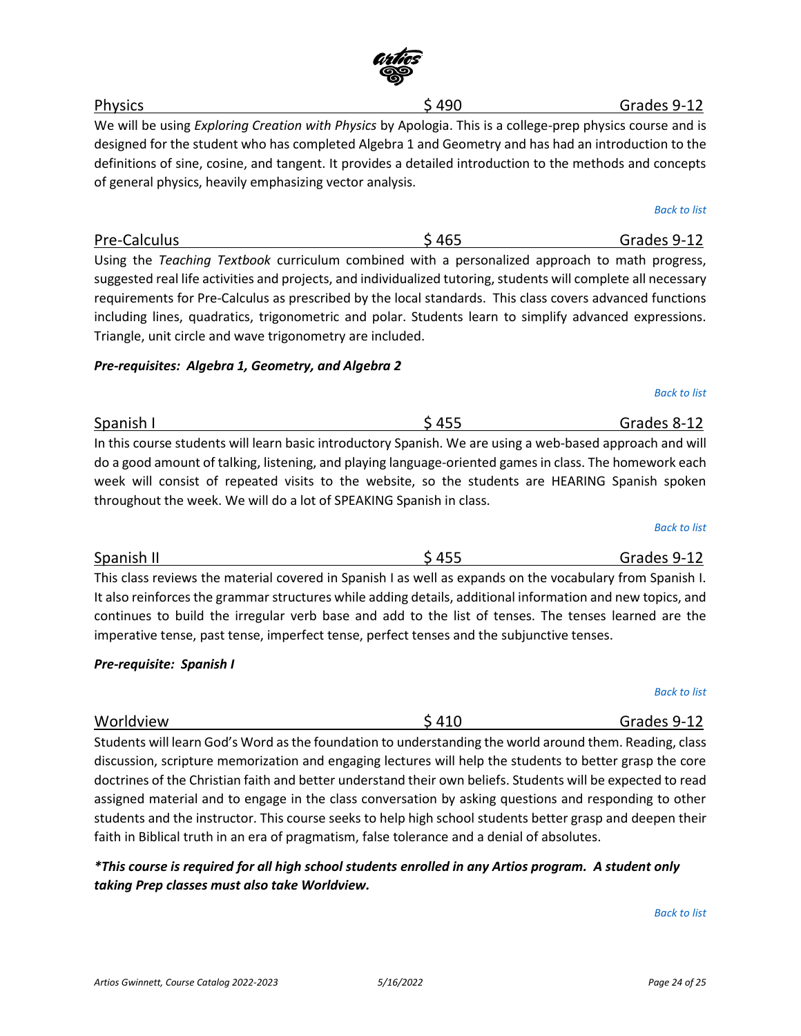## Physics $ 490 Grades 9-12

We will be using *Exploring Creation with Physics* by Apologia. This is a college-prep physics course and is designed for the student who has completed Algebra 1 and Geometry and has had an introduction to the definitions of sine, cosine, and tangent. It provides a detailed introduction to the methods and concepts of general physics, heavily emphasizing vector analysis.

*Back to list*

## Pre-Calculus $ 465 Grades 9-12

Using the *Teaching Textbook* curriculum combined with a personalized approach to math progress, suggested real life activities and projects, and individualized tutoring, students will complete all necessary requirements for Pre-Calculus as prescribed by the local standards. This class covers advanced functions including lines, quadratics, trigonometric and polar. Students learn to simplify advanced expressions. Triangle, unit circle and wave trigonometry are included.

***Pre-requisites: Algebra 1, Geometry, and Algebra 2***

*Back to list*

## Spanish I $ 455 Grades 8-12

In this course students will learn basic introductory Spanish. We are using a web-based approach and will do a good amount of talking, listening, and playing language-oriented games in class. The homework each week will consist of repeated visits to the website, so the students are HEARING Spanish spoken throughout the week. We will do a lot of SPEAKING Spanish in class.

*Back to list*

## Spanish II $ 455 Grades 9-12

This class reviews the material covered in Spanish I as well as expands on the vocabulary from Spanish I. It also reinforces the grammar structures while adding details, additional information and new topics, and continues to build the irregular verb base and add to the list of tenses. The tenses learned are the imperative tense, past tense, imperfect tense, perfect tenses and the subjunctive tenses.

***Pre-requisite: Spanish I***

*Back to list*

## Worldview $ 410 Grades 9-12

Students will learn God's Word as the foundation to understanding the world around them. Reading, class discussion, scripture memorization and engaging lectures will help the students to better grasp the core doctrines of the Christian faith and better understand their own beliefs. Students will be expected to read assigned material and to engage in the class conversation by asking questions and responding to other students and the instructor. This course seeks to help high school students better grasp and deepen their faith in Biblical truth in an era of pragmatism, false tolerance and a denial of absolutes.

***\*This course is required for all high school students enrolled in any Artios program. A student only taking Prep classes must also take Worldview.***

*Back to list*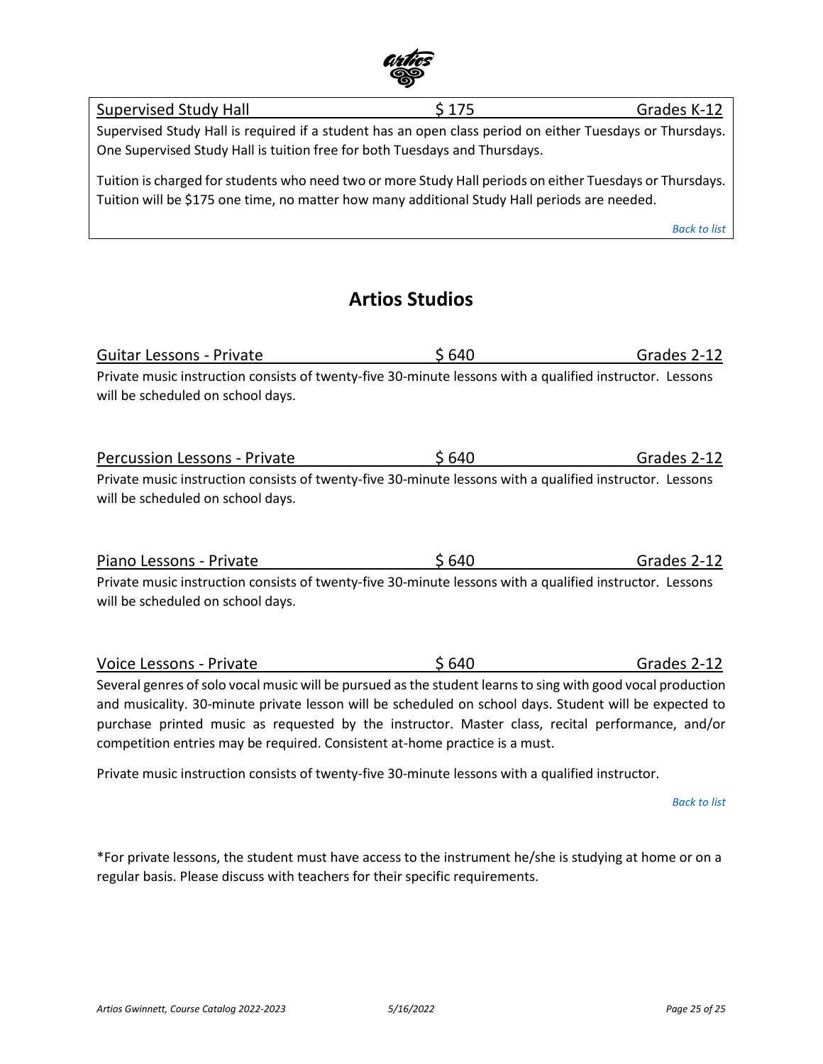Supervised Study Hall — $ 175 — Grades K-12

Supervised Study Hall is required if a student has an open class period on either Tuesdays or Thursdays. One Supervised Study Hall is tuition free for both Tuesdays and Thursdays.

Tuition is charged for students who need two or more Study Hall periods on either Tuesdays or Thursdays. Tuition will be $175 one time, no matter how many additional Study Hall periods are needed.

*Back to list*

## Artios Studios

Guitar Lessons - Private — $ 640 — Grades 2-12

Private music instruction consists of twenty-five 30-minute lessons with a qualified instructor. Lessons will be scheduled on school days.

Percussion Lessons - Private — $ 640 — Grades 2-12

Private music instruction consists of twenty-five 30-minute lessons with a qualified instructor. Lessons will be scheduled on school days.

Piano Lessons - Private — $ 640 — Grades 2-12

Private music instruction consists of twenty-five 30-minute lessons with a qualified instructor. Lessons will be scheduled on school days.

Voice Lessons - Private — $ 640 — Grades 2-12

Several genres of solo vocal music will be pursued as the student learns to sing with good vocal production and musicality. 30-minute private lesson will be scheduled on school days. Student will be expected to purchase printed music as requested by the instructor. Master class, recital performance, and/or competition entries may be required. Consistent at-home practice is a must.

Private music instruction consists of twenty-five 30-minute lessons with a qualified instructor.

*Back to list*

*For private lessons, the student must have access to the instrument he/she is studying at home or on a regular basis. Please discuss with teachers for their specific requirements.